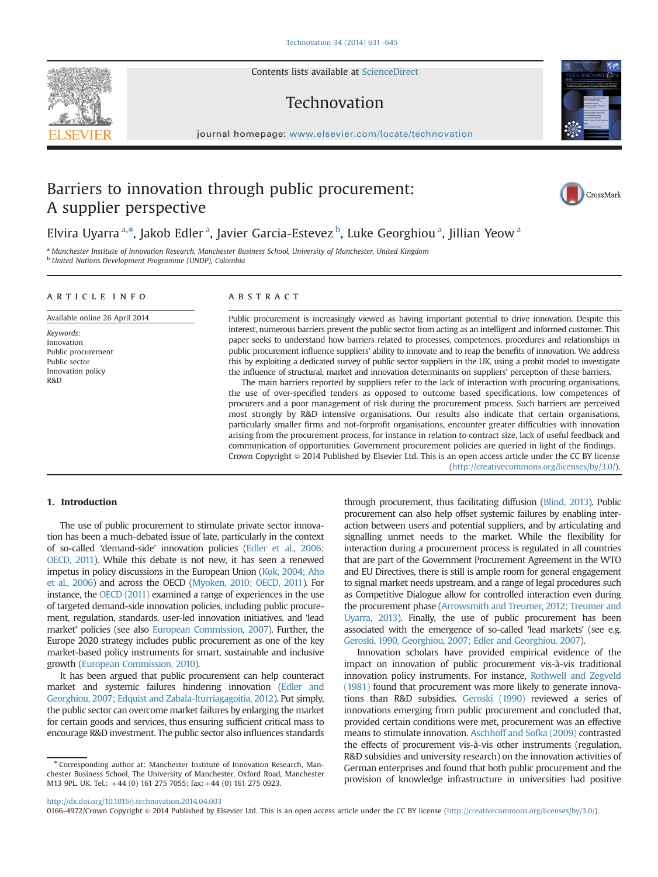# Barriers to innovation through public procurement: A supplier perspective

Elvira Uyarra [a,*], Jakob Edler [a], Javier Garcia-Estevez [b], Luke Georghiou [a], Jillian Yeow [a]

[a] Manchester Institute of Innovation Research, Manchester Business School, University of Manchester, United Kingdom

[b] United Nations Development Programme (UNDP), Colombia

## ARTICLE INFO

Available online 26 April 2014

*Keywords:*
Innovation
Public procurement
Public sector
Innovation policy
R&D

## ABSTRACT

Public procurement is increasingly viewed as having important potential to drive innovation. Despite this interest, numerous barriers prevent the public sector from acting as an intelligent and informed customer. This paper seeks to understand how barriers related to processes, competences, procedures and relationships in public procurement influence suppliers' ability to innovate and to reap the benefits of innovation. We address this by exploiting a dedicated survey of public sector suppliers in the UK, using a probit model to investigate the influence of structural, market and innovation determinants on suppliers' perception of these barriers.

The main barriers reported by suppliers refer to the lack of interaction with procuring organisations, the use of over-specified tenders as opposed to outcome based specifications, low competences of procurers and a poor management of risk during the procurement process. Such barriers are perceived most strongly by R&D intensive organisations. Our results also indicate that certain organisations, particularly smaller firms and not-forprofit organisations, encounter greater difficulties with innovation arising from the procurement process, for instance in relation to contract size, lack of useful feedback and communication of opportunities. Government procurement policies are queried in light of the findings.

Crown Copyright © 2014 Published by Elsevier Ltd. This is an open access article under the CC BY license (http://creativecommons.org/licenses/by/3.0/).

## 1. Introduction

The use of public procurement to stimulate private sector innovation has been a much-debated issue of late, particularly in the context of so-called 'demand-side' innovation policies (Edler et al., 2006; OECD, 2011). While this debate is not new, it has seen a renewed impetus in policy discussions in the European Union (Kok, 2004; Aho et al., 2006) and across the OECD (Myoken, 2010; OECD, 2011). For instance, the OECD (2011) examined a range of experiences in the use of targeted demand-side innovation policies, including public procurement, regulation, standards, user-led innovation initiatives, and 'lead market' policies (see also European Commission, 2007). Further, the Europe 2020 strategy includes public procurement as one of the key market-based policy instruments for smart, sustainable and inclusive growth (European Commission, 2010).

It has been argued that public procurement can help counteract market and systemic failures hindering innovation (Edler and Georghiou, 2007; Edquist and Zabala-Iturriagagoitia, 2012). Put simply, the public sector can overcome market failures by enlarging the market for certain goods and services, thus ensuring sufficient critical mass to encourage R&D investment. The public sector also influences standards through procurement, thus facilitating diffusion (Blind, 2013). Public procurement can also help offset systemic failures by enabling interaction between users and potential suppliers, and by articulating and signalling unmet needs to the market. While the flexibility for interaction during a procurement process is regulated in all countries that are part of the Government Procurement Agreement in the WTO and EU Directives, there is still is ample room for general engagement to signal market needs upstream, and a range of legal procedures such as Competitive Dialogue allow for controlled interaction even during the procurement phase (Arrowsmith and Treumer, 2012; Treumer and Uyarra, 2013). Finally, the use of public procurement has been associated with the emergence of so-called 'lead markets' (see e.g. Geroski, 1990, Georghiou, 2007; Edler and Georghiou, 2007).

Innovation scholars have provided empirical evidence of the impact on innovation of public procurement vis-à-vis traditional innovation policy instruments. For instance, Rothwell and Zegveld (1981) found that procurement was more likely to generate innovations than R&D subsidies. Geroski (1990) reviewed a series of innovations emerging from public procurement and concluded that, provided certain conditions were met, procurement was an effective means to stimulate innovation. Aschhoff and Sofka (2009) contrasted the effects of procurement vis-à-vis other instruments (regulation, R&D subsidies and university research) on the innovation activities of German enterprises and found that both public procurement and the provision of knowledge infrastructure in universities had positive

---

* Corresponding author at: Manchester Institute of Innovation Research, Manchester Business School, The University of Manchester, Oxford Road, Manchester M13 9PL, UK. Tel.: +44 (0) 161 275 7055; fax: +44 (0) 161 275 0923.

http://dx.doi.org/10.1016/j.technovation.2014.04.003
0166-4972/Crown Copyright © 2014 Published by Elsevier Ltd. This is an open access article under the CC BY license (http://creativecommons.org/licenses/by/3.0/).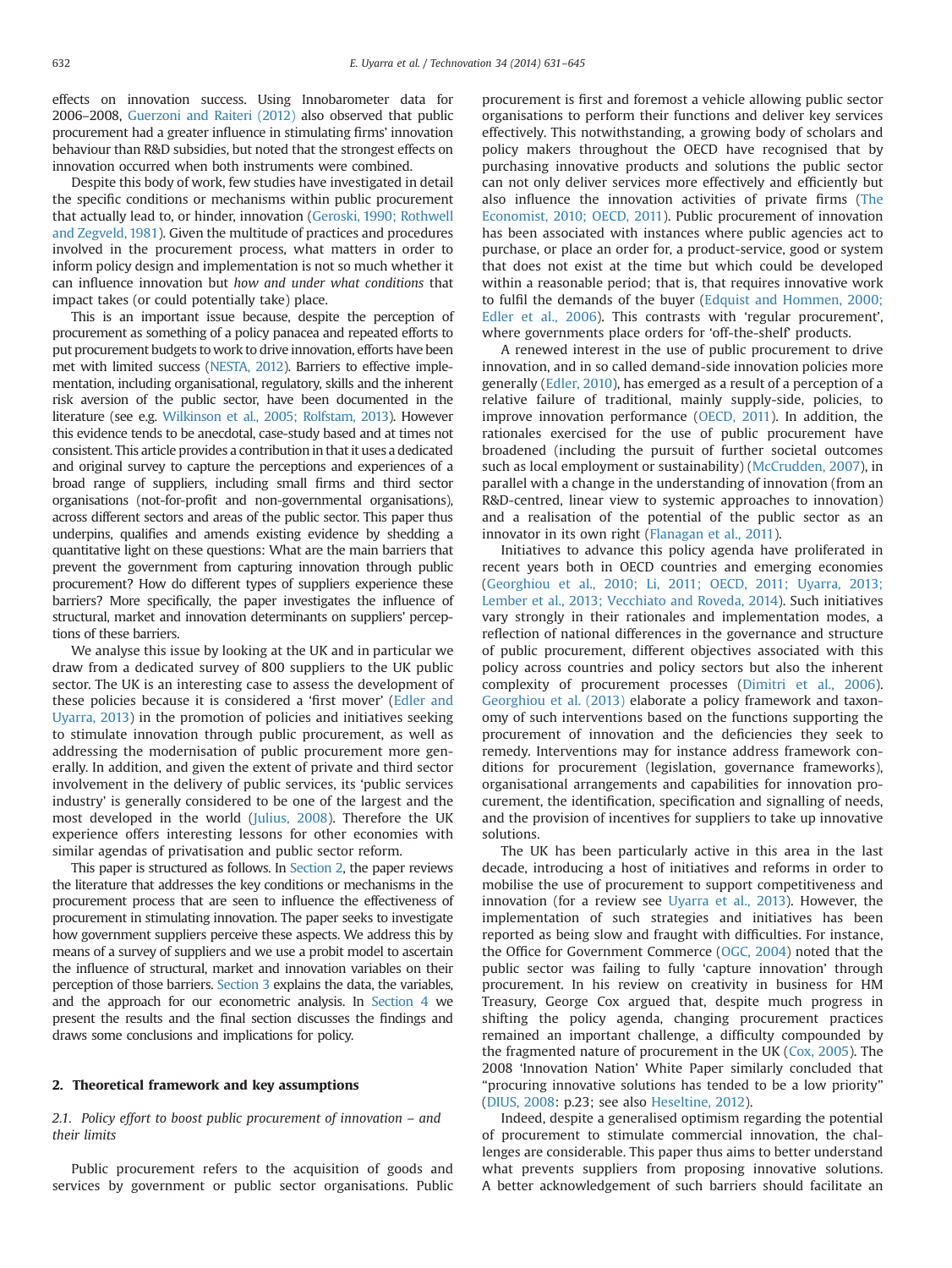effects on innovation success. Using Innobarometer data for 2006–2008, Guerzoni and Raiteri (2012) also observed that public procurement had a greater influence in stimulating firms' innovation behaviour than R&D subsidies, but noted that the strongest effects on innovation occurred when both instruments were combined.

Despite this body of work, few studies have investigated in detail the specific conditions or mechanisms within public procurement that actually lead to, or hinder, innovation (Geroski, 1990; Rothwell and Zegveld, 1981). Given the multitude of practices and procedures involved in the procurement process, what matters in order to inform policy design and implementation is not so much whether it can influence innovation but *how and under what conditions* that impact takes (or could potentially take) place.

This is an important issue because, despite the perception of procurement as something of a policy panacea and repeated efforts to put procurement budgets to work to drive innovation, efforts have been met with limited success (NESTA, 2012). Barriers to effective implementation, including organisational, regulatory, skills and the inherent risk aversion of the public sector, have been documented in the literature (see e.g. Wilkinson et al., 2005; Rolfstam, 2013). However this evidence tends to be anecdotal, case-study based and at times not consistent. This article provides a contribution in that it uses a dedicated and original survey to capture the perceptions and experiences of a broad range of suppliers, including small firms and third sector organisations (not-for-profit and non-governmental organisations), across different sectors and areas of the public sector. This paper thus underpins, qualifies and amends existing evidence by shedding a quantitative light on these questions: What are the main barriers that prevent the government from capturing innovation through public procurement? How do different types of suppliers experience these barriers? More specifically, the paper investigates the influence of structural, market and innovation determinants on suppliers' perceptions of these barriers.

We analyse this issue by looking at the UK and in particular we draw from a dedicated survey of 800 suppliers to the UK public sector. The UK is an interesting case to assess the development of these policies because it is considered a 'first mover' (Edler and Uyarra, 2013) in the promotion of policies and initiatives seeking to stimulate innovation through public procurement, as well as addressing the modernisation of public procurement more generally. In addition, and given the extent of private and third sector involvement in the delivery of public services, its 'public services industry' is generally considered to be one of the largest and the most developed in the world (Julius, 2008). Therefore the UK experience offers interesting lessons for other economies with similar agendas of privatisation and public sector reform.

This paper is structured as follows. In Section 2, the paper reviews the literature that addresses the key conditions or mechanisms in the procurement process that are seen to influence the effectiveness of procurement in stimulating innovation. The paper seeks to investigate how government suppliers perceive these aspects. We address this by means of a survey of suppliers and we use a probit model to ascertain the influence of structural, market and innovation variables on their perception of those barriers. Section 3 explains the data, the variables, and the approach for our econometric analysis. In Section 4 we present the results and the final section discusses the findings and draws some conclusions and implications for policy.

## 2. Theoretical framework and key assumptions

### 2.1. Policy effort to boost public procurement of innovation – and their limits

Public procurement refers to the acquisition of goods and services by government or public sector organisations. Public procurement is first and foremost a vehicle allowing public sector organisations to perform their functions and deliver key services effectively. This notwithstanding, a growing body of scholars and policy makers throughout the OECD have recognised that by purchasing innovative products and solutions the public sector can not only deliver services more effectively and efficiently but also influence the innovation activities of private firms (The Economist, 2010; OECD, 2011). Public procurement of innovation has been associated with instances where public agencies act to purchase, or place an order for, a product-service, good or system that does not exist at the time but which could be developed within a reasonable period; that is, that requires innovative work to fulfil the demands of the buyer (Edquist and Hommen, 2000; Edler et al., 2006). This contrasts with 'regular procurement', where governments place orders for 'off-the-shelf' products.

A renewed interest in the use of public procurement to drive innovation, and in so called demand-side innovation policies more generally (Edler, 2010), has emerged as a result of a perception of a relative failure of traditional, mainly supply-side, policies, to improve innovation performance (OECD, 2011). In addition, the rationales exercised for the use of public procurement have broadened (including the pursuit of further societal outcomes such as local employment or sustainability) (McCrudden, 2007), in parallel with a change in the understanding of innovation (from an R&D-centred, linear view to systemic approaches to innovation) and a realisation of the potential of the public sector as an innovator in its own right (Flanagan et al., 2011).

Initiatives to advance this policy agenda have proliferated in recent years both in OECD countries and emerging economies (Georghiou et al., 2010; Li, 2011; OECD, 2011; Uyarra, 2013; Lember et al., 2013; Vecchiato and Roveda, 2014). Such initiatives vary strongly in their rationales and implementation modes, a reflection of national differences in the governance and structure of public procurement, different objectives associated with this policy across countries and policy sectors but also the inherent complexity of procurement processes (Dimitri et al., 2006). Georghiou et al. (2013) elaborate a policy framework and taxonomy of such interventions based on the functions supporting the procurement of innovation and the deficiencies they seek to remedy. Interventions may for instance address framework conditions for procurement (legislation, governance frameworks), organisational arrangements and capabilities for innovation procurement, the identification, specification and signalling of needs, and the provision of incentives for suppliers to take up innovative solutions.

The UK has been particularly active in this area in the last decade, introducing a host of initiatives and reforms in order to mobilise the use of procurement to support competitiveness and innovation (for a review see Uyarra et al., 2013). However, the implementation of such strategies and initiatives has been reported as being slow and fraught with difficulties. For instance, the Office for Government Commerce (OGC, 2004) noted that the public sector was failing to fully 'capture innovation' through procurement. In his review on creativity in business for HM Treasury, George Cox argued that, despite much progress in shifting the policy agenda, changing procurement practices remained an important challenge, a difficulty compounded by the fragmented nature of procurement in the UK (Cox, 2005). The 2008 'Innovation Nation' White Paper similarly concluded that "procuring innovative solutions has tended to be a low priority" (DIUS, 2008: p.23; see also Heseltine, 2012).

Indeed, despite a generalised optimism regarding the potential of procurement to stimulate commercial innovation, the challenges are considerable. This paper thus aims to better understand what prevents suppliers from proposing innovative solutions. A better acknowledgement of such barriers should facilitate an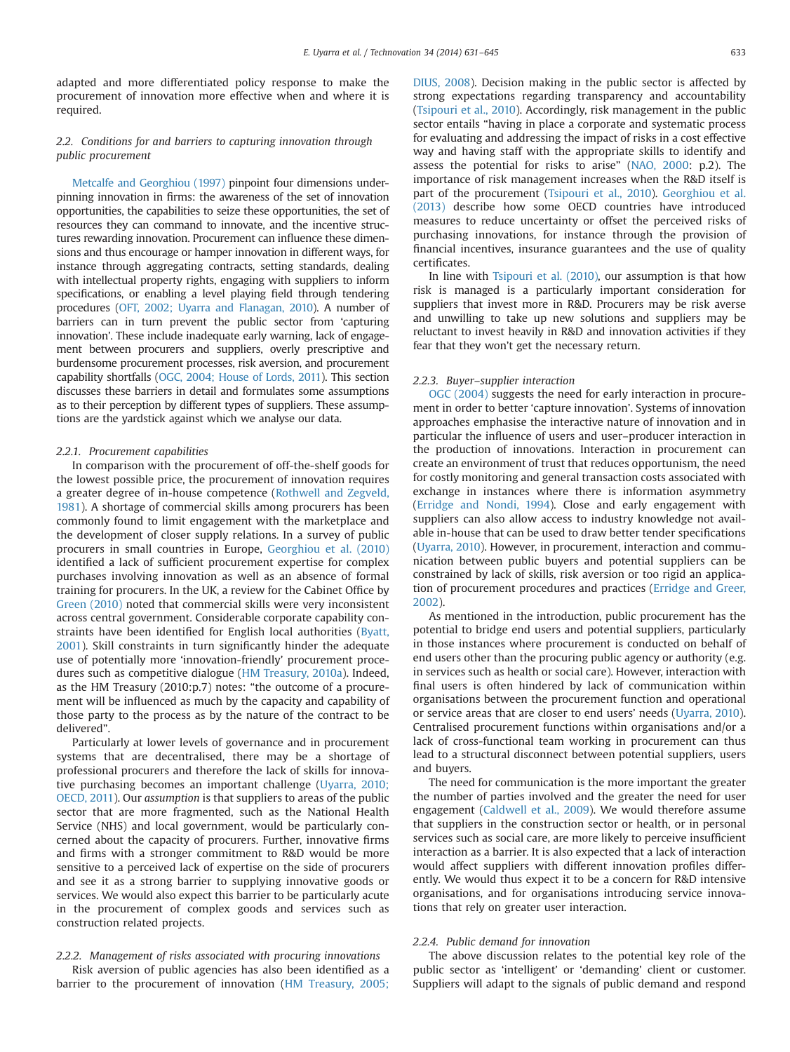adapted and more differentiated policy response to make the procurement of innovation more effective when and where it is required.

### 2.2. Conditions for and barriers to capturing innovation through public procurement

Metcalfe and Georghiou (1997) pinpoint four dimensions underpinning innovation in firms: the awareness of the set of innovation opportunities, the capabilities to seize these opportunities, the set of resources they can command to innovate, and the incentive structures rewarding innovation. Procurement can influence these dimensions and thus encourage or hamper innovation in different ways, for instance through aggregating contracts, setting standards, dealing with intellectual property rights, engaging with suppliers to inform specifications, or enabling a level playing field through tendering procedures (OFT, 2002; Uyarra and Flanagan, 2010). A number of barriers can in turn prevent the public sector from 'capturing innovation'. These include inadequate early warning, lack of engagement between procurers and suppliers, overly prescriptive and burdensome procurement processes, risk aversion, and procurement capability shortfalls (OGC, 2004; House of Lords, 2011). This section discusses these barriers in detail and formulates some assumptions as to their perception by different types of suppliers. These assumptions are the yardstick against which we analyse our data.

#### 2.2.1. Procurement capabilities

In comparison with the procurement of off-the-shelf goods for the lowest possible price, the procurement of innovation requires a greater degree of in-house competence (Rothwell and Zegveld, 1981). A shortage of commercial skills among procurers has been commonly found to limit engagement with the marketplace and the development of closer supply relations. In a survey of public procurers in small countries in Europe, Georghiou et al. (2010) identified a lack of sufficient procurement expertise for complex purchases involving innovation as well as an absence of formal training for procurers. In the UK, a review for the Cabinet Office by Green (2010) noted that commercial skills were very inconsistent across central government. Considerable corporate capability constraints have been identified for English local authorities (Byatt, 2001). Skill constraints in turn significantly hinder the adequate use of potentially more 'innovation-friendly' procurement procedures such as competitive dialogue (HM Treasury, 2010a). Indeed, as the HM Treasury (2010:p.7) notes: "the outcome of a procurement will be influenced as much by the capacity and capability of those party to the process as by the nature of the contract to be delivered".

Particularly at lower levels of governance and in procurement systems that are decentralised, there may be a shortage of professional procurers and therefore the lack of skills for innovative purchasing becomes an important challenge (Uyarra, 2010; OECD, 2011). Our *assumption* is that suppliers to areas of the public sector that are more fragmented, such as the National Health Service (NHS) and local government, would be particularly concerned about the capacity of procurers. Further, innovative firms and firms with a stronger commitment to R&D would be more sensitive to a perceived lack of expertise on the side of procurers and see it as a strong barrier to supplying innovative goods or services. We would also expect this barrier to be particularly acute in the procurement of complex goods and services such as construction related projects.

#### 2.2.2. Management of risks associated with procuring innovations

Risk aversion of public agencies has also been identified as a barrier to the procurement of innovation (HM Treasury, 2005; DIUS, 2008). Decision making in the public sector is affected by strong expectations regarding transparency and accountability (Tsipouri et al., 2010). Accordingly, risk management in the public sector entails "having in place a corporate and systematic process for evaluating and addressing the impact of risks in a cost effective way and having staff with the appropriate skills to identify and assess the potential for risks to arise" (NAO, 2000: p.2). The importance of risk management increases when the R&D itself is part of the procurement (Tsipouri et al., 2010). Georghiou et al. (2013) describe how some OECD countries have introduced measures to reduce uncertainty or offset the perceived risks of purchasing innovations, for instance through the provision of financial incentives, insurance guarantees and the use of quality certificates.

In line with Tsipouri et al. (2010), our assumption is that how risk is managed is a particularly important consideration for suppliers that invest more in R&D. Procurers may be risk averse and unwilling to take up new solutions and suppliers may be reluctant to invest heavily in R&D and innovation activities if they fear that they won't get the necessary return.

#### 2.2.3. Buyer–supplier interaction

OGC (2004) suggests the need for early interaction in procurement in order to better 'capture innovation'. Systems of innovation approaches emphasise the interactive nature of innovation and in particular the influence of users and user–producer interaction in the production of innovations. Interaction in procurement can create an environment of trust that reduces opportunism, the need for costly monitoring and general transaction costs associated with exchange in instances where there is information asymmetry (Erridge and Nondi, 1994). Close and early engagement with suppliers can also allow access to industry knowledge not available in-house that can be used to draw better tender specifications (Uyarra, 2010). However, in procurement, interaction and communication between public buyers and potential suppliers can be constrained by lack of skills, risk aversion or too rigid an application of procurement procedures and practices (Erridge and Greer, 2002).

As mentioned in the introduction, public procurement has the potential to bridge end users and potential suppliers, particularly in those instances where procurement is conducted on behalf of end users other than the procuring public agency or authority (e.g. in services such as health or social care). However, interaction with final users is often hindered by lack of communication within organisations between the procurement function and operational or service areas that are closer to end users' needs (Uyarra, 2010). Centralised procurement functions within organisations and/or a lack of cross-functional team working in procurement can thus lead to a structural disconnect between potential suppliers, users and buyers.

The need for communication is the more important the greater the number of parties involved and the greater the need for user engagement (Caldwell et al., 2009). We would therefore assume that suppliers in the construction sector or health, or in personal services such as social care, are more likely to perceive insufficient interaction as a barrier. It is also expected that a lack of interaction would affect suppliers with different innovation profiles differently. We would thus expect it to be a concern for R&D intensive organisations, and for organisations introducing service innovations that rely on greater user interaction.

#### 2.2.4. Public demand for innovation

The above discussion relates to the potential key role of the public sector as 'intelligent' or 'demanding' client or customer. Suppliers will adapt to the signals of public demand and respond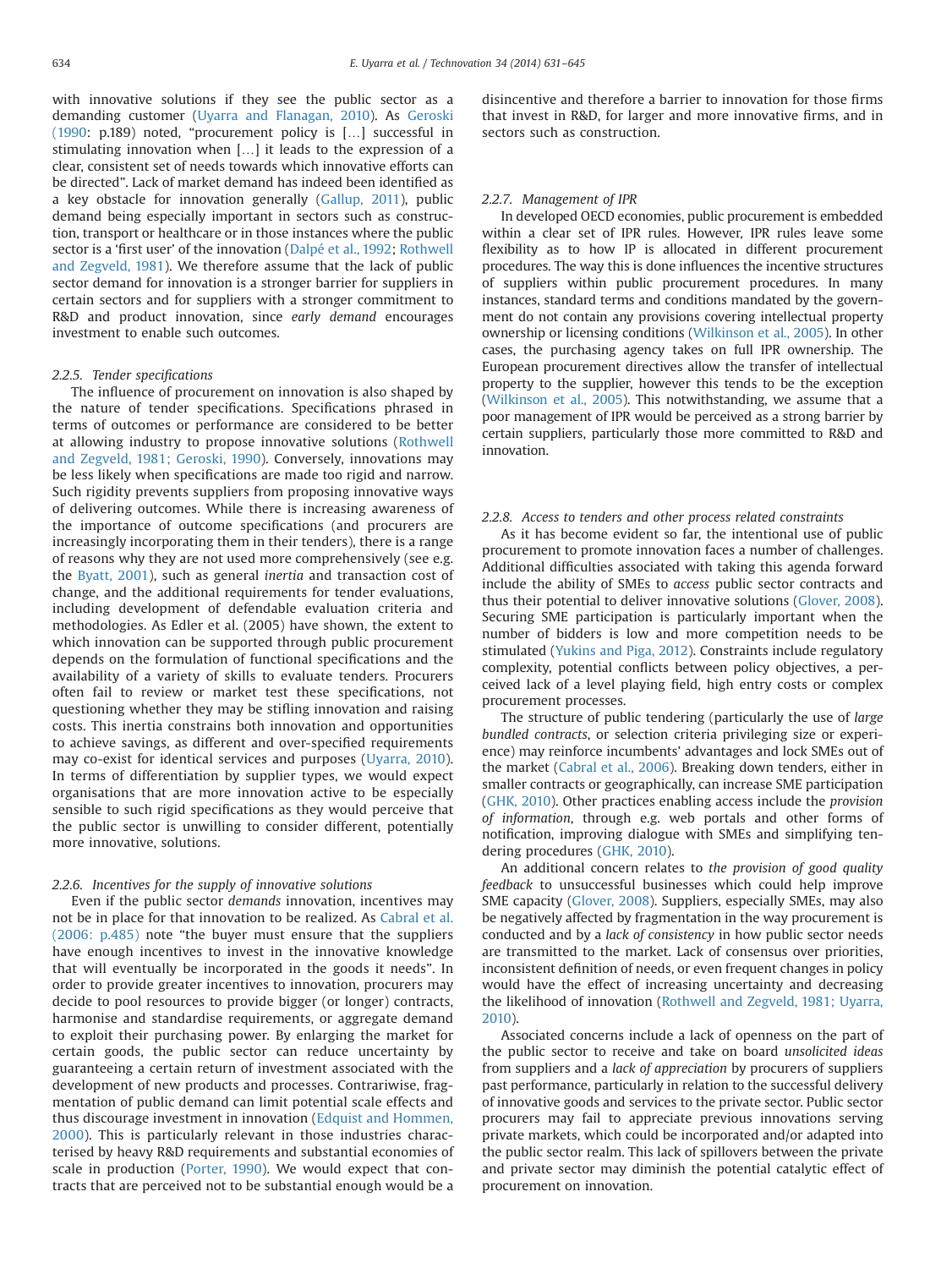with innovative solutions if they see the public sector as a demanding customer (Uyarra and Flanagan, 2010). As Geroski (1990: p.189) noted, "procurement policy is [...] successful in stimulating innovation when [...] it leads to the expression of a clear, consistent set of needs towards which innovative efforts can be directed". Lack of market demand has indeed been identified as a key obstacle for innovation generally (Gallup, 2011), public demand being especially important in sectors such as construction, transport or healthcare or in those instances where the public sector is a 'first user' of the innovation (Dalpé et al., 1992; Rothwell and Zegveld, 1981). We therefore assume that the lack of public sector demand for innovation is a stronger barrier for suppliers in certain sectors and for suppliers with a stronger commitment to R&D and product innovation, since *early demand* encourages investment to enable such outcomes.

#### 2.2.5. Tender specifications

The influence of procurement on innovation is also shaped by the nature of tender specifications. Specifications phrased in terms of outcomes or performance are considered to be better at allowing industry to propose innovative solutions (Rothwell and Zegveld, 1981; Geroski, 1990). Conversely, innovations may be less likely when specifications are made too rigid and narrow. Such rigidity prevents suppliers from proposing innovative ways of delivering outcomes. While there is increasing awareness of the importance of outcome specifications (and procurers are increasingly incorporating them in their tenders), there is a range of reasons why they are not used more comprehensively (see e.g. the Byatt, 2001), such as general *inertia* and transaction cost of change, and the additional requirements for tender evaluations, including development of defendable evaluation criteria and methodologies. As Edler et al. (2005) have shown, the extent to which innovation can be supported through public procurement depends on the formulation of functional specifications and the availability of a variety of skills to evaluate tenders. Procurers often fail to review or market test these specifications, not questioning whether they may be stifling innovation and raising costs. This inertia constrains both innovation and opportunities to achieve savings, as different and over-specified requirements may co-exist for identical services and purposes (Uyarra, 2010). In terms of differentiation by supplier types, we would expect organisations that are more innovation active to be especially sensible to such rigid specifications as they would perceive that the public sector is unwilling to consider different, potentially more innovative, solutions.

#### 2.2.6. Incentives for the supply of innovative solutions

Even if the public sector *demands* innovation, incentives may not be in place for that innovation to be realized. As Cabral et al. (2006: p.485) note "the buyer must ensure that the suppliers have enough incentives to invest in the innovative knowledge that will eventually be incorporated in the goods it needs". In order to provide greater incentives to innovation, procurers may decide to pool resources to provide bigger (or longer) contracts, harmonise and standardise requirements, or aggregate demand to exploit their purchasing power. By enlarging the market for certain goods, the public sector can reduce uncertainty by guaranteeing a certain return of investment associated with the development of new products and processes. Contrariwise, fragmentation of public demand can limit potential scale effects and thus discourage investment in innovation (Edquist and Hommen, 2000). This is particularly relevant in those industries characterised by heavy R&D requirements and substantial economies of scale in production (Porter, 1990). We would expect that contracts that are perceived not to be substantial enough would be a disincentive and therefore a barrier to innovation for those firms that invest in R&D, for larger and more innovative firms, and in sectors such as construction.

#### 2.2.7. Management of IPR

In developed OECD economies, public procurement is embedded within a clear set of IPR rules. However, IPR rules leave some flexibility as to how IP is allocated in different procurement procedures. The way this is done influences the incentive structures of suppliers within public procurement procedures. In many instances, standard terms and conditions mandated by the government do not contain any provisions covering intellectual property ownership or licensing conditions (Wilkinson et al., 2005). In other cases, the purchasing agency takes on full IPR ownership. The European procurement directives allow the transfer of intellectual property to the supplier, however this tends to be the exception (Wilkinson et al., 2005). This notwithstanding, we assume that a poor management of IPR would be perceived as a strong barrier by certain suppliers, particularly those more committed to R&D and innovation.

#### 2.2.8. Access to tenders and other process related constraints

As it has become evident so far, the intentional use of public procurement to promote innovation faces a number of challenges. Additional difficulties associated with taking this agenda forward include the ability of SMEs to *access* public sector contracts and thus their potential to deliver innovative solutions (Glover, 2008). Securing SME participation is particularly important when the number of bidders is low and more competition needs to be stimulated (Yukins and Piga, 2012). Constraints include regulatory complexity, potential conflicts between policy objectives, a perceived lack of a level playing field, high entry costs or complex procurement processes.

The structure of public tendering (particularly the use of *large bundled contracts*, or selection criteria privileging size or experience) may reinforce incumbents' advantages and lock SMEs out of the market (Cabral et al., 2006). Breaking down tenders, either in smaller contracts or geographically, can increase SME participation (GHK, 2010). Other practices enabling access include the *provision of information*, through e.g. web portals and other forms of notification, improving dialogue with SMEs and simplifying tendering procedures (GHK, 2010).

An additional concern relates to *the provision of good quality feedback* to unsuccessful businesses which could help improve SME capacity (Glover, 2008). Suppliers, especially SMEs, may also be negatively affected by fragmentation in the way procurement is conducted and by a *lack of consistency* in how public sector needs are transmitted to the market. Lack of consensus over priorities, inconsistent definition of needs, or even frequent changes in policy would have the effect of increasing uncertainty and decreasing the likelihood of innovation (Rothwell and Zegveld, 1981; Uyarra, 2010).

Associated concerns include a lack of openness on the part of the public sector to receive and take on board *unsolicited ideas* from suppliers and a *lack of appreciation* by procurers of suppliers past performance, particularly in relation to the successful delivery of innovative goods and services to the private sector. Public sector procurers may fail to appreciate previous innovations serving private markets, which could be incorporated and/or adapted into the public sector realm. This lack of spillovers between the public and private sector may diminish the potential catalytic effect of procurement on innovation.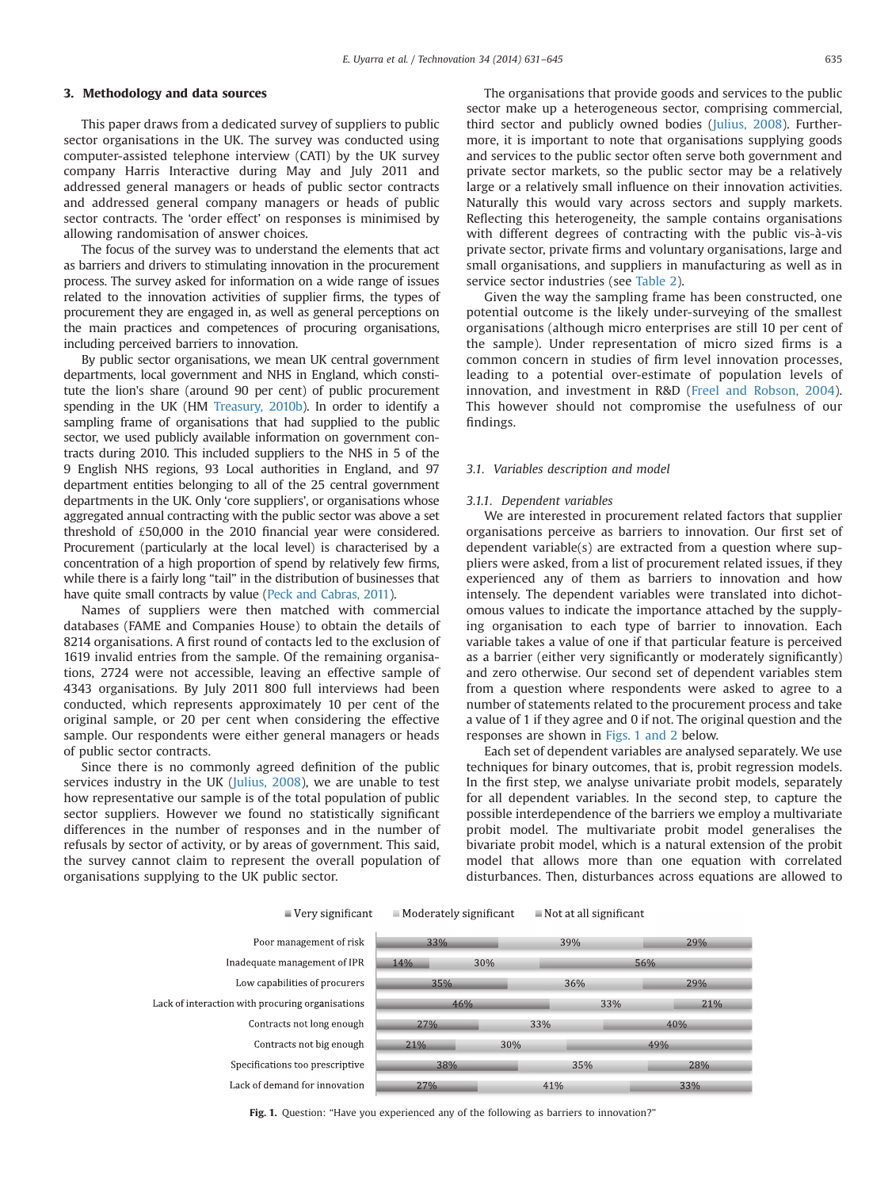## 3. Methodology and data sources

This paper draws from a dedicated survey of suppliers to public sector organisations in the UK. The survey was conducted using computer-assisted telephone interview (CATI) by the UK survey company Harris Interactive during May and July 2011 and addressed general managers or heads of public sector contracts and addressed general company managers or heads of public sector contracts. The 'order effect' on responses is minimised by allowing randomisation of answer choices.

The focus of the survey was to understand the elements that act as barriers and drivers to stimulating innovation in the procurement process. The survey asked for information on a wide range of issues related to the innovation activities of supplier firms, the types of procurement they are engaged in, as well as general perceptions on the main practices and competences of procuring organisations, including perceived barriers to innovation.

By public sector organisations, we mean UK central government departments, local government and NHS in England, which constitute the lion's share (around 90 per cent) of public procurement spending in the UK (HM Treasury, 2010b). In order to identify a sampling frame of organisations that had supplied to the public sector, we used publicly available information on government contracts during 2010. This included suppliers to the NHS in 5 of the 9 English NHS regions, 93 Local authorities in England, and 97 department entities belonging to all of the 25 central government departments in the UK. Only 'core suppliers', or organisations whose aggregated annual contracting with the public sector was above a set threshold of £50,000 in the 2010 financial year were considered. Procurement (particularly at the local level) is characterised by a concentration of a high proportion of spend by relatively few firms, while there is a fairly long "tail" in the distribution of businesses that have quite small contracts by value (Peck and Cabras, 2011).

Names of suppliers were then matched with commercial databases (FAME and Companies House) to obtain the details of 8214 organisations. A first round of contacts led to the exclusion of 1619 invalid entries from the sample. Of the remaining organisations, 2724 were not accessible, leaving an effective sample of 4343 organisations. By July 2011 800 full interviews had been conducted, which represents approximately 10 per cent of the original sample, or 20 per cent when considering the effective sample. Our respondents were either general managers or heads of public sector contracts.

Since there is no commonly agreed definition of the public services industry in the UK (Julius, 2008), we are unable to test how representative our sample is of the total population of public sector suppliers. However we found no statistically significant differences in the number of responses and in the number of refusals by sector of activity, or by areas of government. This said, the survey cannot claim to represent the overall population of organisations supplying to the UK public sector.

The organisations that provide goods and services to the public sector make up a heterogeneous sector, comprising commercial, third sector and publicly owned bodies (Julius, 2008). Furthermore, it is important to note that organisations supplying goods and services to the public sector often serve both government and private sector markets, so the public sector may be a relatively large or a relatively small influence on their innovation activities. Naturally this would vary across sectors and supply markets. Reflecting this heterogeneity, the sample contains organisations with different degrees of contracting with the public vis-à-vis private sector, private firms and voluntary organisations, large and small organisations, and suppliers in manufacturing as well as in service sector industries (see Table 2).

Given the way the sampling frame has been constructed, one potential outcome is the likely under-surveying of the smallest organisations (although micro enterprises are still 10 per cent of the sample). Under representation of micro sized firms is a common concern in studies of firm level innovation processes, leading to a potential over-estimate of population levels of innovation, and investment in R&D (Freel and Robson, 2004). This however should not compromise the usefulness of our findings.

### 3.1. Variables description and model

#### 3.1.1. Dependent variables

We are interested in procurement related factors that supplier organisations perceive as barriers to innovation. Our first set of dependent variable(s) are extracted from a question where suppliers were asked, from a list of procurement related issues, if they experienced any of them as barriers to innovation and how intensely. The dependent variables were translated into dichotomous values to indicate the importance attached by the supplying organisation to each type of barrier to innovation. Each variable takes a value of one if that particular feature is perceived as a barrier (either very significantly or moderately significantly) and zero otherwise. Our second set of dependent variables stem from a question where respondents were asked to agree to a number of statements related to the procurement process and take a value of 1 if they agree and 0 if not. The original question and the responses are shown in Figs. 1 and 2 below.

Each set of dependent variables are analysed separately. We use techniques for binary outcomes, that is, probit regression models. In the first step, we analyse univariate probit models, separately for all dependent variables. In the second step, to capture the possible interdependence of the barriers we employ a multivariate probit model. The multivariate probit model generalises the bivariate probit model, which is a natural extension of the probit model that allows more than one equation with correlated disturbances. Then, disturbances across equations are allowed to

| | Very significant | Moderately significant | Not at all significant |
|---|---|---|---|
| Poor management of risk | 33% | 39% | 29% |
| Inadequate management of IPR | 14% | 30% | 56% |
| Low capabilities of procurers | 35% | 36% | 29% |
| Lack of interaction with procuring organisations | 46% | 33% | 21% |
| Contracts not long enough | 27% | 33% | 40% |
| Contracts not big enough | 21% | 30% | 49% |
| Specifications too prescriptive | 38% | 35% | 28% |
| Lack of demand for innovation | 27% | 41% | 33% |

**Fig. 1.** Question: "Have you experienced any of the following as barriers to innovation?"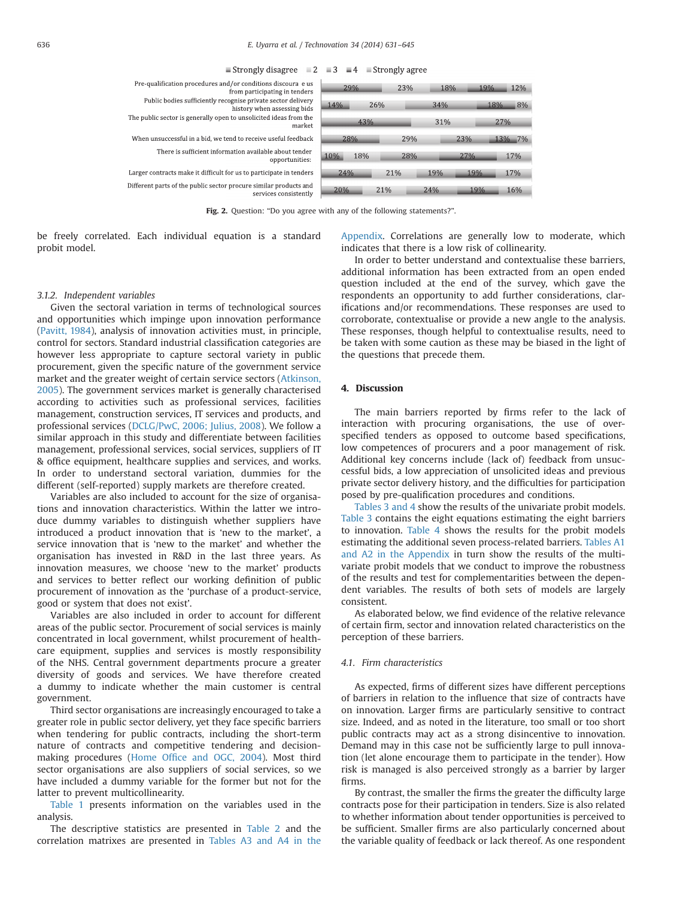Strongly disagree 2 3 4 Strongly agree

Pre-qualification procedures and/or conditions discourage us from participating in tenders: 29% 23% 18% 19% 12%

Public bodies sufficiently recognise private sector delivery history when assessing bids: 14% 26% 34% 18% 8%

The public sector is generally open to unsolicited ideas from the market: 43% 31% 27%

When unsuccessful in a bid, we tend to receive useful feedback: 28% 29% 23% 13% 7%

There is sufficient information available about tender opportunities: 10% 18% 28% 27% 17%

Larger contracts make it difficult for us to participate in tenders: 24% 21% 19% 19% 17%

Different parts of the public sector procure similar products and services consistently: 20% 21% 24% 19% 16%

**Fig. 2.** Question: "Do you agree with any of the following statements?".

be freely correlated. Each individual equation is a standard probit model.

### 3.1.2. Independent variables

Given the sectoral variation in terms of technological sources and opportunities which impinge upon innovation performance (Pavitt, 1984), analysis of innovation activities must, in principle, control for sectors. Standard industrial classification categories are however less appropriate to capture sectoral variety in public procurement, given the specific nature of the government service market and the greater weight of certain service sectors (Atkinson, 2005). The government services market is generally characterised according to activities such as professional services, facilities management, construction services, IT services and products, and professional services (DCLG/PwC, 2006; Julius, 2008). We follow a similar approach in this study and differentiate between facilities management, professional services, social services, suppliers of IT & office equipment, healthcare supplies and services, and works. In order to understand sectoral variation, dummies for the different (self-reported) supply markets are therefore created.

Variables are also included to account for the size of organisations and innovation characteristics. Within the latter we introduce dummy variables to distinguish whether suppliers have introduced a product innovation that is 'new to the market', a service innovation that is 'new to the market' and whether the organisation has invested in R&D in the last three years. As innovation measures, we choose 'new to the market' products and services to better reflect our working definition of public procurement of innovation as the 'purchase of a product-service, good or system that does not exist'.

Variables are also included in order to account for different areas of the public sector. Procurement of social services is mainly concentrated in local government, whilst procurement of healthcare equipment, supplies and services is mostly responsibility of the NHS. Central government departments procure a greater diversity of goods and services. We have therefore created a dummy to indicate whether the main customer is central government.

Third sector organisations are increasingly encouraged to take a greater role in public sector delivery, yet they face specific barriers when tendering for public contracts, including the short-term nature of contracts and competitive tendering and decision-making procedures (Home Office and OGC, 2004). Most third sector organisations are also suppliers of social services, so we have included a dummy variable for the former but not for the latter to prevent multicollinearity.

Table 1 presents information on the variables used in the analysis.

The descriptive statistics are presented in Table 2 and the correlation matrixes are presented in Tables A3 and A4 in the Appendix. Correlations are generally low to moderate, which indicates that there is a low risk of collinearity.

In order to better understand and contextualise these barriers, additional information has been extracted from an open ended question included at the end of the survey, which gave the respondents an opportunity to add further considerations, clarifications and/or recommendations. These responses are used to corroborate, contextualise or provide a new angle to the analysis. These responses, though helpful to contextualise results, need to be taken with some caution as these may be biased in the light of the questions that precede them.

## 4. Discussion

The main barriers reported by firms refer to the lack of interaction with procuring organisations, the use of over-specified tenders as opposed to outcome based specifications, low competences of procurers and a poor management of risk. Additional key concerns include (lack of) feedback from unsuccessful bids, a low appreciation of unsolicited ideas and previous private sector delivery history, and the difficulties for participation posed by pre-qualification procedures and conditions.

Tables 3 and 4 show the results of the univariate probit models. Table 3 contains the eight equations estimating the eight barriers to innovation. Table 4 shows the results for the probit models estimating the additional seven process-related barriers. Tables A1 and A2 in the Appendix in turn show the results of the multivariate probit models that we conduct to improve the robustness of the results and test for complementarities between the dependent variables. The results of both sets of models are largely consistent.

As elaborated below, we find evidence of the relative relevance of certain firm, sector and innovation related characteristics on the perception of these barriers.

### 4.1. Firm characteristics

As expected, firms of different sizes have different perceptions of barriers in relation to the influence that size of contracts have on innovation. Larger firms are particularly sensitive to contract size. Indeed, and as noted in the literature, too small or too short public contracts may act as a strong disincentive to innovation. Demand may in this case not be sufficiently large to pull innovation (let alone encourage them to participate in the tender). How risk is managed is also perceived strongly as a barrier by larger firms.

By contrast, the smaller the firms the greater the difficulty large contracts pose for their participation in tenders. Size is also related to whether information about tender opportunities is perceived to be sufficient. Smaller firms are also particularly concerned about the variable quality of feedback or lack thereof. As one respondent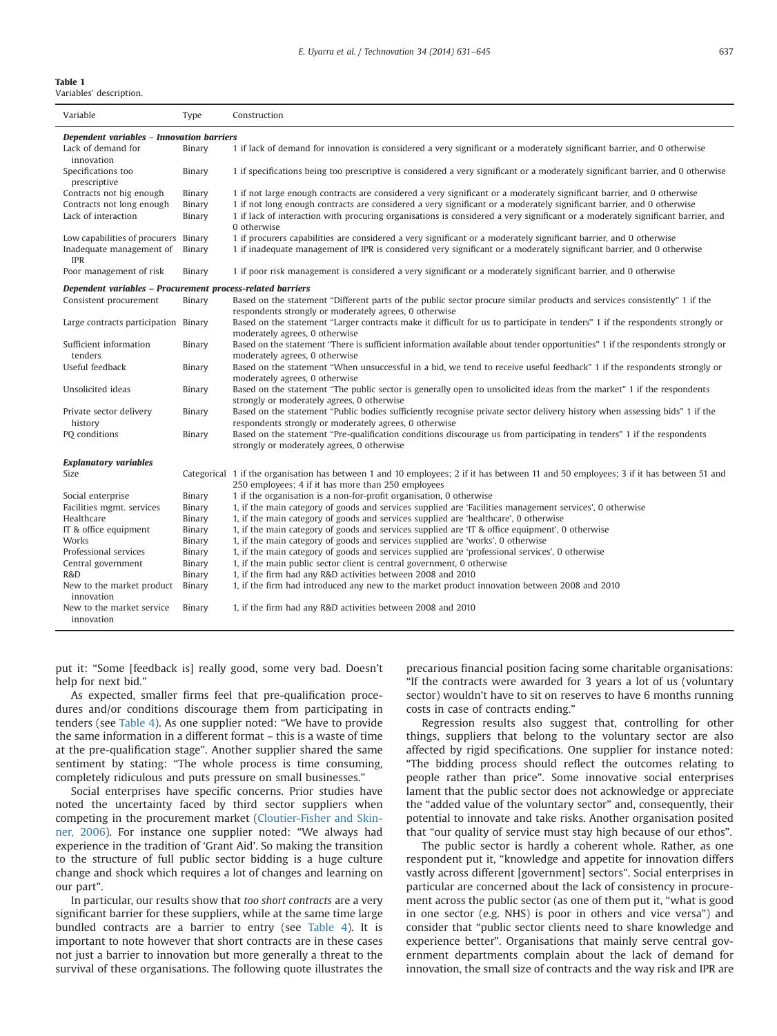**Table 1**
Variables' description.

| Variable | Type | Construction |
|---|---|---|
| ***Dependent variables – Innovation barriers*** | | |
| Lack of demand for innovation | Binary | 1 if lack of demand for innovation is considered a very significant or a moderately significant barrier, and 0 otherwise |
| Specifications too prescriptive | Binary | 1 if specifications being too prescriptive is considered a very significant or a moderately significant barrier, and 0 otherwise |
| Contracts not big enough | Binary | 1 if not large enough contracts are considered a very significant or a moderately significant barrier, and 0 otherwise |
| Contracts not long enough | Binary | 1 if not long enough contracts are considered a very significant or a moderately significant barrier, and 0 otherwise |
| Lack of interaction | Binary | 1 if lack of interaction with procuring organisations is considered a very significant or a moderately significant barrier, and 0 otherwise |
| Low capabilities of procurers | Binary | 1 if procurers capabilities are considered a very significant or a moderately significant barrier, and 0 otherwise |
| Inadequate management of IPR | Binary | 1 if inadequate management of IPR is considered very significant or a moderately significant barrier, and 0 otherwise |
| Poor management of risk | Binary | 1 if poor risk management is considered a very significant or a moderately significant barrier, and 0 otherwise |
| ***Dependent variables – Procurement process-related barriers*** | | |
| Consistent procurement | Binary | Based on the statement "Different parts of the public sector procure similar products and services consistently" 1 if the respondents strongly or moderately agrees, 0 otherwise |
| Large contracts participation | Binary | Based on the statement "Larger contracts make it difficult for us to participate in tenders" 1 if the respondents strongly or moderately agrees, 0 otherwise |
| Sufficient information tenders | Binary | Based on the statement "There is sufficient information available about tender opportunities" 1 if the respondents strongly or moderately agrees, 0 otherwise |
| Useful feedback | Binary | Based on the statement "When unsuccessful in a bid, we tend to receive useful feedback" 1 if the respondents strongly or moderately agrees, 0 otherwise |
| Unsolicited ideas | Binary | Based on the statement "The public sector is generally open to unsolicited ideas from the market" 1 if the respondents strongly or moderately agrees, 0 otherwise |
| Private sector delivery history | Binary | Based on the statement "Public bodies sufficiently recognise private sector delivery history when assessing bids" 1 if the respondents strongly or moderately agrees, 0 otherwise |
| PQ conditions | Binary | Based on the statement "Pre-qualification conditions discourage us from participating in tenders" 1 if the respondents strongly or moderately agrees, 0 otherwise |
| ***Explanatory variables*** | | |
| Size | Categorical | 1 if the organisation has between 1 and 10 employees; 2 if it has between 11 and 50 employees; 3 if it has between 51 and 250 employees; 4 if it has more than 250 employees |
| Social enterprise | Binary | 1 if the organisation is a non-for-profit organisation, 0 otherwise |
| Facilities mgmt. services | Binary | 1, if the main category of goods and services supplied are 'Facilities management services', 0 otherwise |
| Healthcare | Binary | 1, if the main category of goods and services supplied are 'healthcare', 0 otherwise |
| IT & office equipment | Binary | 1, if the main category of goods and services supplied are 'IT & office equipment', 0 otherwise |
| Works | Binary | 1, if the main category of goods and services supplied are 'works', 0 otherwise |
| Professional services | Binary | 1, if the main category of goods and services supplied are 'professional services', 0 otherwise |
| Central government | Binary | 1, if the main public sector client is central government, 0 otherwise |
| R&D | Binary | 1, if the firm had any R&D activities between 2008 and 2010 |
| New to the market product innovation | Binary | 1, if the firm had introduced any new to the market product innovation between 2008 and 2010 |
| New to the market service innovation | Binary | 1, if the firm had any R&D activities between 2008 and 2010 |

put it: "Some [feedback is] really good, some very bad. Doesn't help for next bid."

As expected, smaller firms feel that pre-qualification procedures and/or conditions discourage them from participating in tenders (see Table 4). As one supplier noted: "We have to provide the same information in a different format – this is a waste of time at the pre-qualification stage". Another supplier shared the same sentiment by stating: "The whole process is time consuming, completely ridiculous and puts pressure on small businesses."

Social enterprises have specific concerns. Prior studies have noted the uncertainty faced by third sector suppliers when competing in the procurement market (Cloutier-Fisher and Skinner, 2006). For instance one supplier noted: "We always had experience in the tradition of 'Grant Aid'. So making the transition to the structure of full public sector bidding is a huge culture change and shock which requires a lot of changes and learning on our part".

In particular, our results show that *too short contracts* are a very significant barrier for these suppliers, while at the same time large bundled contracts are a barrier to entry (see Table 4). It is important to note however that short contracts are in these cases not just a barrier to innovation but more generally a threat to the survival of these organisations. The following quote illustrates the precarious financial position facing some charitable organisations: "If the contracts were awarded for 3 years a lot of us (voluntary sector) wouldn't have to sit on reserves to have 6 months running costs in case of contracts ending."

Regression results also suggest that, controlling for other things, suppliers that belong to the voluntary sector are also affected by rigid specifications. One supplier for instance noted: "The bidding process should reflect the outcomes relating to people rather than price". Some innovative social enterprises lament that the public sector does not acknowledge or appreciate the "added value of the voluntary sector" and, consequently, their potential to innovate and take risks. Another organisation posited that "our quality of service must stay high because of our ethos".

The public sector is hardly a coherent whole. Rather, as one respondent put it, "knowledge and appetite for innovation differs vastly across different [government] sectors". Social enterprises in particular are concerned about the lack of consistency in procurement across the public sector (as one of them put it, "what is good in one sector (e.g. NHS) is poor in others and vice versa") and consider that "public sector clients need to share knowledge and experience better". Organisations that mainly serve central government departments complain about the lack of demand for innovation, the small size of contracts and the way risk and IPR are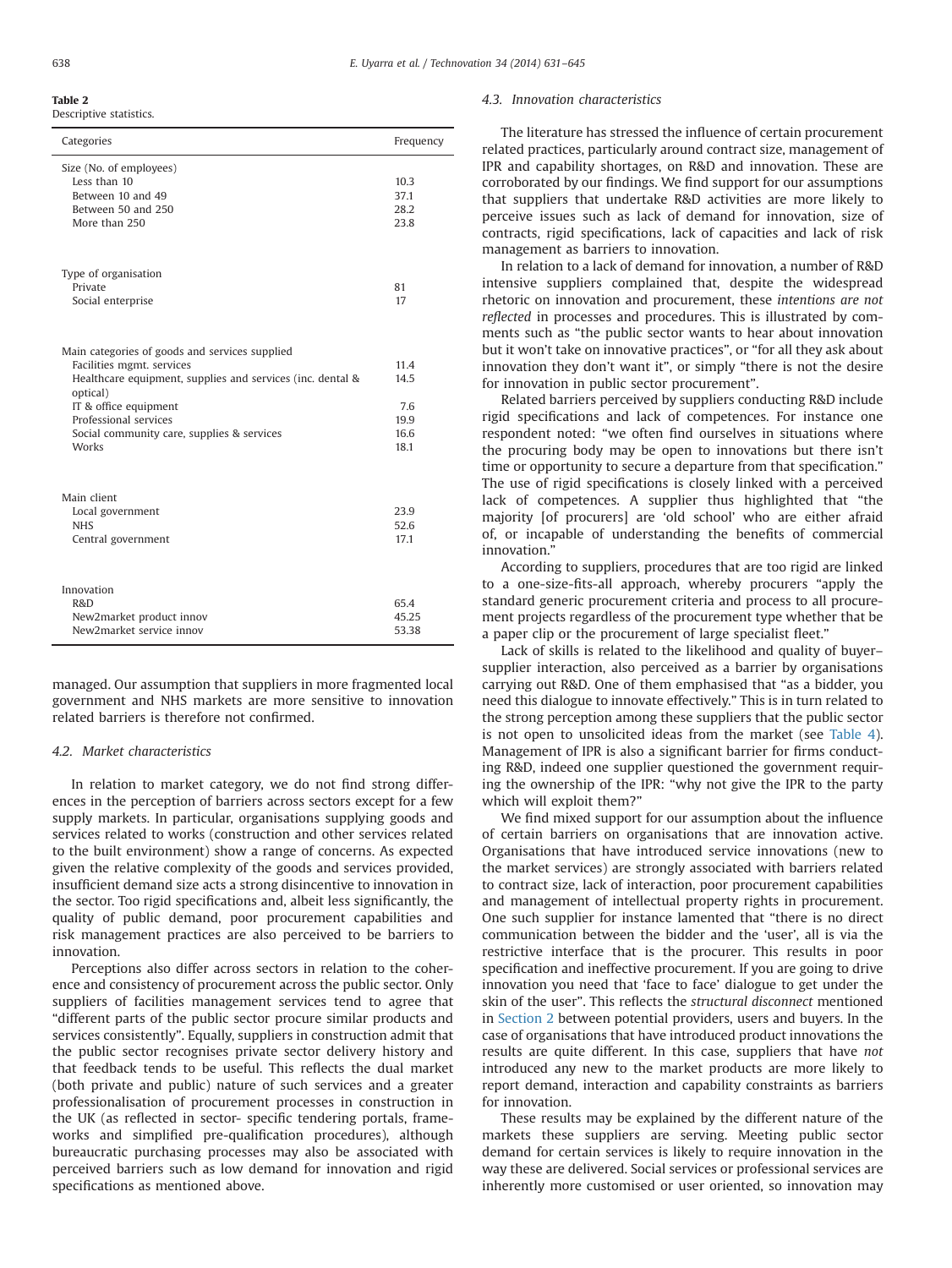**Table 2**
Descriptive statistics.

| Categories | Frequency |
|---|---|
| Size (No. of employees) | |
| Less than 10 | 10.3 |
| Between 10 and 49 | 37.1 |
| Between 50 and 250 | 28.2 |
| More than 250 | 23.8 |
| Type of organisation | |
| Private | 81 |
| Social enterprise | 17 |
| Main categories of goods and services supplied | |
| Facilities mgmt. services | 11.4 |
| Healthcare equipment, supplies and services (inc. dental & optical) | 14.5 |
| IT & office equipment | 7.6 |
| Professional services | 19.9 |
| Social community care, supplies & services | 16.6 |
| Works | 18.1 |
| Main client | |
| Local government | 23.9 |
| NHS | 52.6 |
| Central government | 17.1 |
| Innovation | |
| R&D | 65.4 |
| New2market product innov | 45.25 |
| New2market service innov | 53.38 |

managed. Our assumption that suppliers in more fragmented local government and NHS markets are more sensitive to innovation related barriers is therefore not confirmed.

### 4.2. Market characteristics

In relation to market category, we do not find strong differences in the perception of barriers across sectors except for a few supply markets. In particular, organisations supplying goods and services related to works (construction and other services related to the built environment) show a range of concerns. As expected given the relative complexity of the goods and services provided, insufficient demand size acts a strong disincentive to innovation in the sector. Too rigid specifications and, albeit less significantly, the quality of public demand, poor procurement capabilities and risk management practices are also perceived to be barriers to innovation.

Perceptions also differ across sectors in relation to the coherence and consistency of procurement across the public sector. Only suppliers of facilities management services tend to agree that "different parts of the public sector procure similar products and services consistently". Equally, suppliers in construction admit that the public sector recognises private sector delivery history and that feedback tends to be useful. This reflects the dual market (both private and public) nature of such services and a greater professionalisation of procurement processes in construction in the UK (as reflected in sector- specific tendering portals, frameworks and simplified pre-qualification procedures), although bureaucratic purchasing processes may also be associated with perceived barriers such as low demand for innovation and rigid specifications as mentioned above.

### 4.3. Innovation characteristics

The literature has stressed the influence of certain procurement related practices, particularly around contract size, management of IPR and capability shortages, on R&D and innovation. These are corroborated by our findings. We find support for our assumptions that suppliers that undertake R&D activities are more likely to perceive issues such as lack of demand for innovation, size of contracts, rigid specifications, lack of capacities and lack of risk management as barriers to innovation.

In relation to a lack of demand for innovation, a number of R&D intensive suppliers complained that, despite the widespread rhetoric on innovation and procurement, these *intentions are not reflected* in processes and procedures. This is illustrated by comments such as "the public sector wants to hear about innovation but it won't take on innovative practices", or "for all they ask about innovation they don't want it", or simply "there is not the desire for innovation in public sector procurement".

Related barriers perceived by suppliers conducting R&D include rigid specifications and lack of competences. For instance one respondent noted: "we often find ourselves in situations where the procuring body may be open to innovations but there isn't time or opportunity to secure a departure from that specification." The use of rigid specifications is closely linked with a perceived lack of competences. A supplier thus highlighted that "the majority [of procurers] are 'old school' who are either afraid of, or incapable of understanding the benefits of commercial innovation."

According to suppliers, procedures that are too rigid are linked to a one-size-fits-all approach, whereby procurers "apply the standard generic procurement criteria and process to all procurement projects regardless of the procurement type whether that be a paper clip or the procurement of large specialist fleet."

Lack of skills is related to the likelihood and quality of buyer–supplier interaction, also perceived as a barrier by organisations carrying out R&D. One of them emphasised that "as a bidder, you need this dialogue to innovate effectively." This is in turn related to the strong perception among these suppliers that the public sector is not open to unsolicited ideas from the market (see Table 4). Management of IPR is also a significant barrier for firms conducting R&D, indeed one supplier questioned the government requiring the ownership of the IPR: "why not give the IPR to the party which will exploit them?"

We find mixed support for our assumption about the influence of certain barriers on organisations that are innovation active. Organisations that have introduced service innovations (new to the market services) are strongly associated with barriers related to contract size, lack of interaction, poor procurement capabilities and management of intellectual property rights in procurement. One such supplier for instance lamented that "there is no direct communication between the bidder and the 'user', all is via the restrictive interface that is the procurer. This results in poor specification and ineffective procurement. If you are going to drive innovation you need that 'face to face' dialogue to get under the skin of the user". This reflects the *structural disconnect* mentioned in Section 2 between potential providers, users and buyers. In the case of organisations that have introduced product innovations the results are quite different. In this case, suppliers that have *not* introduced any new to the market products are more likely to report demand, interaction and capability constraints as barriers for innovation.

These results may be explained by the different nature of the markets these suppliers are serving. Meeting public sector demand for certain services is likely to require innovation in the way these are delivered. Social services or professional services are inherently more customised or user oriented, so innovation may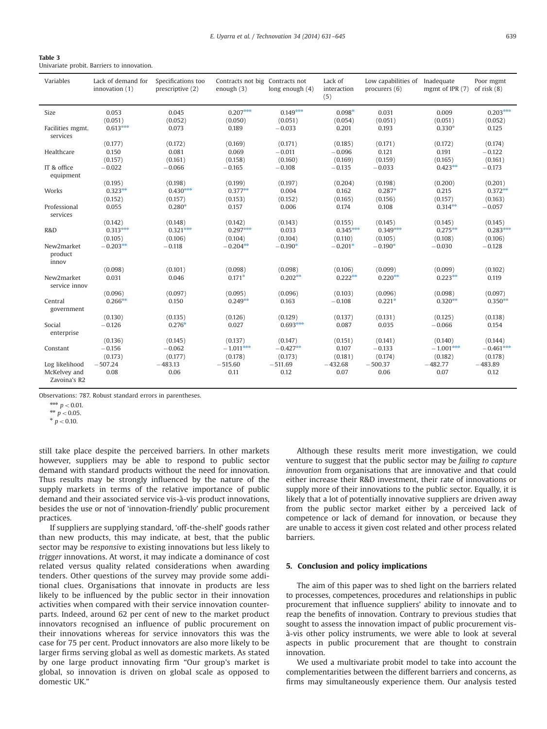**Table 3**
Univariate probit. Barriers to innovation.

| Variables | Lack of demand for innovation (1) | Specifications too prescriptive (2) | Contracts not big enough (3) | Contracts not long enough (4) | Lack of interaction (5) | Low capabilities of procurers (6) | Inadequate mgmt of IPR (7) | Poor mgmt of risk (8) |
|---|---|---|---|---|---|---|---|---|
| Size | 0.053 | 0.045 | 0.207*** | 0.149*** | 0.098* | 0.031 | 0.009 | 0.203*** |
| | (0.051) | (0.052) | (0.050) | (0.051) | (0.054) | (0.051) | (0.051) | (0.052) |
| Facilities mgmt. services | 0.613*** | 0.073 | 0.189 | −0.033 | 0.201 | 0.193 | 0.330* | 0.125 |
| | (0.177) | (0.172) | (0.169) | (0.171) | (0.185) | (0.171) | (0.172) | (0.174) |
| Healthcare | 0.150 | 0.081 | 0.069 | −0.011 | −0.096 | 0.121 | 0.191 | −0.122 |
| | (0.157) | (0.161) | (0.158) | (0.160) | (0.169) | (0.159) | (0.165) | (0.161) |
| IT & office equipment | −0.022 | −0.066 | −0.165 | −0.108 | −0.135 | −0.033 | 0.423** | −0.173 |
| | (0.195) | (0.198) | (0.199) | (0.197) | (0.204) | (0.198) | (0.200) | (0.201) |
| Works | 0.323** | 0.430*** | 0.377** | 0.004 | 0.162 | 0.287* | 0.215 | 0.372** |
| | (0.152) | (0.157) | (0.153) | (0.152) | (0.165) | (0.156) | (0.157) | (0.163) |
| Professional services | 0.055 | 0.280* | 0.157 | 0.006 | 0.174 | 0.108 | 0.314** | −0.057 |
| | (0.142) | (0.148) | (0.142) | (0.143) | (0.155) | (0.145) | (0.145) | (0.145) |
| R&D | 0.313*** | 0.321*** | 0.297*** | 0.033 | 0.345*** | 0.349*** | 0.275** | 0.283*** |
| | (0.105) | (0.106) | (0.104) | (0.104) | (0.110) | (0.105) | (0.108) | (0.106) |
| New2market product innov | −0.203** | −0.118 | −0.204** | −0.190* | −0.201* | −0.190* | −0.030 | −0.128 |
| | (0.098) | (0.101) | (0.098) | (0.098) | (0.106) | (0.099) | (0.099) | (0.102) |
| New2market service innov | 0.031 | 0.046 | 0.171* | 0.202** | 0.222** | 0.220** | 0.223** | 0.119 |
| | (0.096) | (0.097) | (0.095) | (0.096) | (0.103) | (0.096) | (0.098) | (0.097) |
| Central government | 0.266** | 0.150 | 0.249** | 0.163 | −0.108 | 0.221* | 0.320** | 0.350** |
| | (0.130) | (0.135) | (0.126) | (0.129) | (0.137) | (0.131) | (0.125) | (0.138) |
| Social enterprise | −0.126 | 0.276* | 0.027 | 0.693*** | 0.087 | 0.035 | −0.066 | 0.154 |
| | (0.136) | (0.145) | (0.137) | (0.147) | (0.151) | (0.141) | (0.140) | (0.144) |
| Constant | −0.156 | −0.062 | −1.011*** | −0.427** | 0.107 | −0.133 | −1.001*** | −0.461*** |
| | (0.173) | (0.177) | (0.178) | (0.173) | (0.181) | (0.174) | (0.182) | (0.178) |
| Log likelihood | −507.24 | −483.13 | −515.60 | −511.69 | −432.68 | −500.37 | −482.77 | −483.89 |
| McKelvey and Zavoina's R2 | 0.08 | 0.06 | 0.11 | 0.12 | 0.07 | 0.06 | 0.07 | 0.12 |

Observations: 787. Robust standard errors in parentheses.

*** $p < 0.01$.

** $p < 0.05$.

* $p < 0.10$.

still take place despite the perceived barriers. In other markets however, suppliers may be able to respond to public sector demand with standard products without the need for innovation. Thus results may be strongly influenced by the nature of the supply markets in terms of the relative importance of public demand and their associated service vis-à-vis product innovations, besides the use or not of 'innovation-friendly' public procurement practices.

If suppliers are supplying standard, 'off-the-shelf' goods rather than new products, this may indicate, at best, that the public sector may be *responsive* to existing innovations but less likely to *trigger* innovations. At worst, it may indicate a dominance of cost related versus quality related considerations when awarding tenders. Other questions of the survey may provide some additional clues. Organisations that innovate in products are less likely to be influenced by the public sector in their innovation activities when compared with their service innovation counterparts. Indeed, around 62 per cent of new to the market product innovators recognised an influence of public procurement on their innovations whereas for service innovators this was the case for 75 per cent. Product innovators are also more likely to be larger firms serving global as well as domestic markets. As stated by one large product innovating firm "Our group's market is global, so innovation is driven on global scale as opposed to domestic UK."

Although these results merit more investigation, we could venture to suggest that the public sector may be *failing to capture innovation* from organisations that are innovative and that could either increase their R&D investment, their rate of innovations or supply more of their innovations to the public sector. Equally, it is likely that a lot of potentially innovative suppliers are driven away from the public sector market either by a perceived lack of competence or lack of demand for innovation, or because they are unable to access it given cost related and other process related barriers.

## 5. Conclusion and policy implications

The aim of this paper was to shed light on the barriers related to processes, competences, procedures and relationships in public procurement that influence suppliers' ability to innovate and to reap the benefits of innovation. Contrary to previous studies that sought to assess the innovation impact of public procurement vis-à-vis other policy instruments, we were able to look at several aspects in public procurement that are thought to constrain innovation.

We used a multivariate probit model to take into account the complementarities between the different barriers and concerns, as firms may simultaneously experience them. Our analysis tested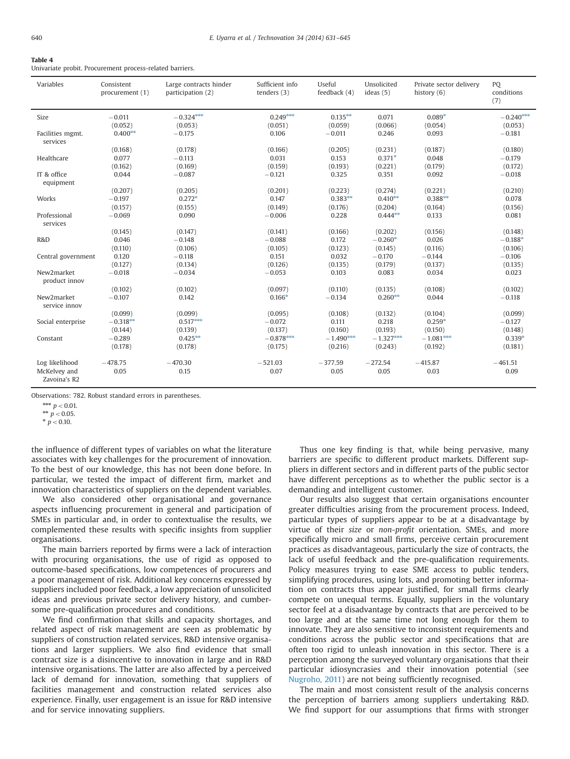**Table 4**
Univariate probit. Procurement process-related barriers.

| Variables | Consistent procurement (1) | Large contracts hinder participation (2) | Sufficient info tenders (3) | Useful feedback (4) | Unsolicited ideas (5) | Private sector delivery history (6) | PQ conditions (7) |
|---|---|---|---|---|---|---|---|
| Size | −0.011 | −0.324*** | 0.249*** | 0.135** | 0.071 | 0.089* | −0.240*** |
| | (0.052) | (0.053) | (0.051) | (0.059) | (0.066) | (0.054) | (0.053) |
| Facilities mgmt. services | 0.400** | −0.175 | 0.106 | −0.011 | 0.246 | 0.093 | −0.181 |
| | (0.168) | (0.178) | (0.166) | (0.205) | (0.231) | (0.187) | (0.180) |
| Healthcare | 0.077 | −0.113 | 0.031 | 0.153 | 0.371* | 0.048 | −0.179 |
| | (0.162) | (0.169) | (0.159) | (0.193) | (0.221) | (0.179) | (0.172) |
| IT & office equipment | 0.044 | −0.087 | −0.121 | 0.325 | 0.351 | 0.092 | −0.018 |
| | (0.207) | (0.205) | (0.201) | (0.223) | (0.274) | (0.221) | (0.210) |
| Works | −0.197 | 0.272* | 0.147 | 0.383** | 0.410** | 0.388** | 0.078 |
| | (0.157) | (0.155) | (0.149) | (0.176) | (0.204) | (0.164) | (0.156) |
| Professional services | −0.069 | 0.090 | −0.006 | 0.228 | 0.444** | 0.133 | 0.081 |
| | (0.145) | (0.147) | (0.141) | (0.166) | (0.202) | (0.156) | (0.148) |
| R&D | 0.046 | −0.148 | −0.088 | 0.172 | −0.260* | 0.026 | −0.188* |
| | (0.110) | (0.106) | (0.105) | (0.123) | (0.145) | (0.116) | (0.106) |
| Central government | 0.120 | −0.118 | 0.151 | 0.032 | −0.170 | −0.144 | −0.106 |
| | (0.127) | (0.134) | (0.126) | (0.135) | (0.179) | (0.137) | (0.135) |
| New2market product innov | −0.018 | −0.034 | −0.053 | 0.103 | 0.083 | 0.034 | 0.023 |
| | (0.102) | (0.102) | (0.097) | (0.110) | (0.135) | (0.108) | (0.102) |
| New2market service innov | −0.107 | 0.142 | 0.166* | −0.134 | 0.260** | 0.044 | −0.118 |
| | (0.099) | (0.099) | (0.095) | (0.108) | (0.132) | (0.104) | (0.099) |
| Social enterprise | −0.318** | 0.517*** | −0.072 | 0.111 | 0.218 | 0.259* | −0.127 |
| | (0.144) | (0.139) | (0.137) | (0.160) | (0.193) | (0.150) | (0.148) |
| Constant | −0.289 | 0.425** | −0.878*** | −1.490*** | −1.327*** | −1.081*** | 0.339* |
| | (0.178) | (0.178) | (0.175) | (0.216) | (0.243) | (0.192) | (0.181) |
| Log likelihood | −478.75 | −470.30 | −521.03 | −377.59 | −272.54 | −415.87 | −461.51 |
| McKelvey and Zavoina's R2 | 0.05 | 0.15 | 0.07 | 0.05 | 0.05 | 0.03 | 0.09 |

Observations: 782. Robust standard errors in parentheses.

*** $p < 0.01$.

** $p < 0.05$.

* $p < 0.10$.

the influence of different types of variables on what the literature associates with key challenges for the procurement of innovation. To the best of our knowledge, this has not been done before. In particular, we tested the impact of different firm, market and innovation characteristics of suppliers on the dependent variables.

We also considered other organisational and governance aspects influencing procurement in general and participation of SMEs in particular and, in order to contextualise the results, we complemented these results with specific insights from supplier organisations.

The main barriers reported by firms were a lack of interaction with procuring organisations, the use of rigid as opposed to outcome-based specifications, low competences of procurers and a poor management of risk. Additional key concerns expressed by suppliers included poor feedback, a low appreciation of unsolicited ideas and previous private sector delivery history, and cumbersome pre-qualification procedures and conditions.

We find confirmation that skills and capacity shortages, and related aspect of risk management are seen as problematic by suppliers of construction related services, R&D intensive organisations and larger suppliers. We also find evidence that small contract size is a disincentive to innovation in large and in R&D intensive organisations. The latter are also affected by a perceived lack of demand for innovation, something that suppliers of facilities management and construction related services also experience. Finally, user engagement is an issue for R&D intensive and for service innovating suppliers.

Thus one key finding is that, while being pervasive, many barriers are specific to different product markets. Different suppliers in different sectors and in different parts of the public sector have different perceptions as to whether the public sector is a demanding and intelligent customer.

Our results also suggest that certain organisations encounter greater difficulties arising from the procurement process. Indeed, particular types of suppliers appear to be at a disadvantage by virtue of their *size* or *non-profit* orientation. SMEs, and more specifically micro and small firms, perceive certain procurement practices as disadvantageous, particularly the size of contracts, the lack of useful feedback and the pre-qualification requirements. Policy measures trying to ease SME access to public tenders, simplifying procedures, using lots, and promoting better information on contracts thus appear justified, for small firms clearly compete on unequal terms. Equally, suppliers in the voluntary sector feel at a disadvantage by contracts that are perceived to be too large and at the same time not long enough for them to innovate. They are also sensitive to inconsistent requirements and conditions across the public sector and specifications that are often too rigid to unleash innovation in this sector. There is a perception among the surveyed voluntary organisations that their particular idiosyncrasies and their innovation potential (see Nugroho, 2011) are not being sufficiently recognised.

The main and most consistent result of the analysis concerns the perception of barriers among suppliers undertaking R&D. We find support for our assumptions that firms with stronger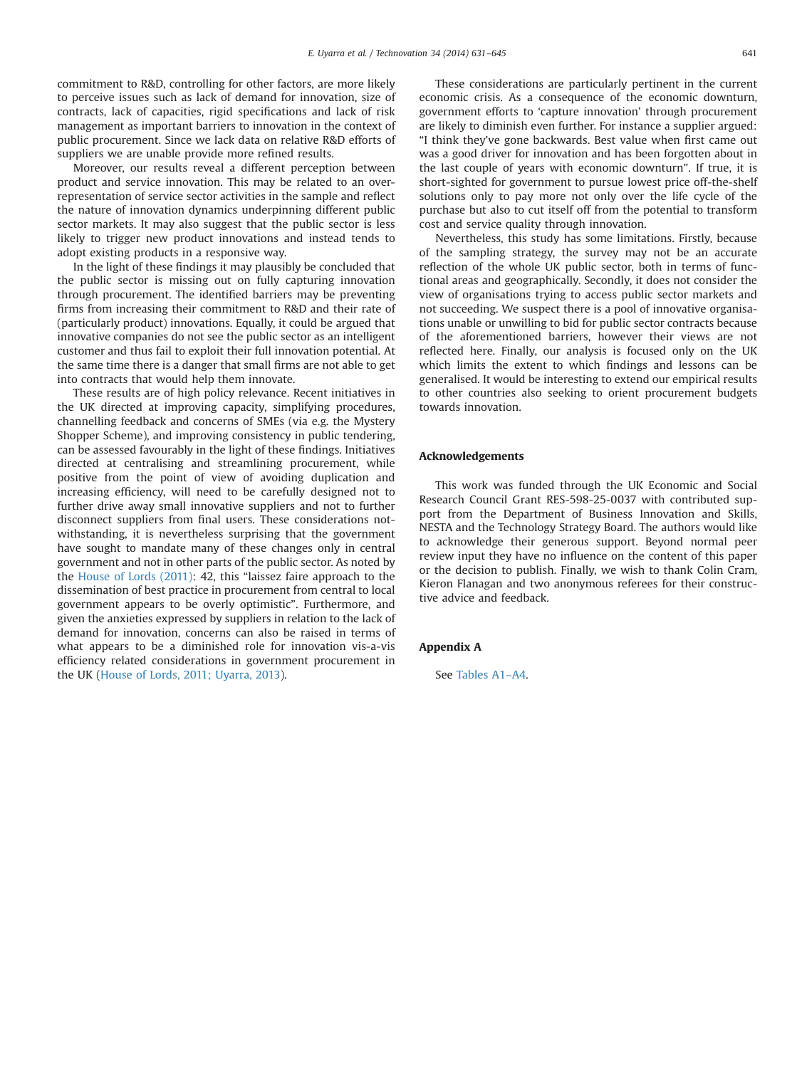commitment to R&D, controlling for other factors, are more likely to perceive issues such as lack of demand for innovation, size of contracts, lack of capacities, rigid specifications and lack of risk management as important barriers to innovation in the context of public procurement. Since we lack data on relative R&D efforts of suppliers we are unable provide more refined results.

Moreover, our results reveal a different perception between product and service innovation. This may be related to an over-representation of service sector activities in the sample and reflect the nature of innovation dynamics underpinning different public sector markets. It may also suggest that the public sector is less likely to trigger new product innovations and instead tends to adopt existing products in a responsive way.

In the light of these findings it may plausibly be concluded that the public sector is missing out on fully capturing innovation through procurement. The identified barriers may be preventing firms from increasing their commitment to R&D and their rate of (particularly product) innovations. Equally, it could be argued that innovative companies do not see the public sector as an intelligent customer and thus fail to exploit their full innovation potential. At the same time there is a danger that small firms are not able to get into contracts that would help them innovate.

These results are of high policy relevance. Recent initiatives in the UK directed at improving capacity, simplifying procedures, channelling feedback and concerns of SMEs (via e.g. the Mystery Shopper Scheme), and improving consistency in public tendering, can be assessed favourably in the light of these findings. Initiatives directed at centralising and streamlining procurement, while positive from the point of view of avoiding duplication and increasing efficiency, will need to be carefully designed not to further drive away small innovative suppliers and not to further disconnect suppliers from final users. These considerations notwithstanding, it is nevertheless surprising that the government have sought to mandate many of these changes only in central government and not in other parts of the public sector. As noted by the House of Lords (2011): 42, this "laissez faire approach to the dissemination of best practice in procurement from central to local government appears to be overly optimistic". Furthermore, and given the anxieties expressed by suppliers in relation to the lack of demand for innovation, concerns can also be raised in terms of what appears to be a diminished role for innovation vis-a-vis efficiency related considerations in government procurement in the UK (House of Lords, 2011; Uyarra, 2013).

These considerations are particularly pertinent in the current economic crisis. As a consequence of the economic downturn, government efforts to 'capture innovation' through procurement are likely to diminish even further. For instance a supplier argued: "I think they've gone backwards. Best value when first came out was a good driver for innovation and has been forgotten about in the last couple of years with economic downturn". If true, it is short-sighted for government to pursue lowest price off-the-shelf solutions only to pay more not only over the life cycle of the purchase but also to cut itself off from the potential to transform cost and service quality through innovation.

Nevertheless, this study has some limitations. Firstly, because of the sampling strategy, the survey may not be an accurate reflection of the whole UK public sector, both in terms of functional areas and geographically. Secondly, it does not consider the view of organisations trying to access public sector markets and not succeeding. We suspect there is a pool of innovative organisations unable or unwilling to bid for public sector contracts because of the aforementioned barriers, however their views are not reflected here. Finally, our analysis is focused only on the UK which limits the extent to which findings and lessons can be generalised. It would be interesting to extend our empirical results to other countries also seeking to orient procurement budgets towards innovation.

## Acknowledgements

This work was funded through the UK Economic and Social Research Council Grant RES-598-25-0037 with contributed support from the Department of Business Innovation and Skills, NESTA and the Technology Strategy Board. The authors would like to acknowledge their generous support. Beyond normal peer review input they have no influence on the content of this paper or the decision to publish. Finally, we wish to thank Colin Cram, Kieron Flanagan and two anonymous referees for their constructive advice and feedback.

## Appendix A

See Tables A1–A4.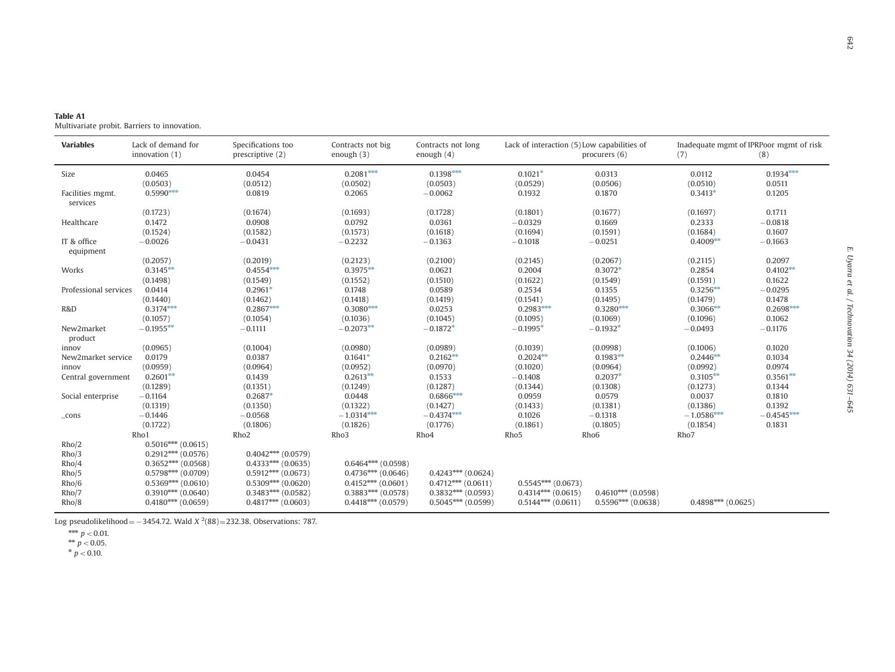**Table A1**
Multivariate probit. Barriers to innovation.

| Variables | Lack of demand for innovation (1) | Specifications too prescriptive (2) | Contracts not big enough (3) | Contracts not long enough (4) | Lack of interaction (5) | Low capabilities of procurers (6) | Inadequate mgmt of IPR (7) | Poor mgmt of risk (8) |
|---|---|---|---|---|---|---|---|---|
| Size | 0.0465 | 0.0454 | 0.2081*** | 0.1398*** | 0.1021* | 0.0313 | 0.0112 | 0.1934*** |
| | (0.0503) | (0.0512) | (0.0502) | (0.0503) | (0.0529) | (0.0506) | (0.0510) | 0.0511 |
| Facilities mgmt. services | 0.5990*** | 0.0819 | 0.2065 | −0.0062 | 0.1932 | 0.1870 | 0.3413* | 0.1205 |
| | (0.1723) | (0.1674) | (0.1693) | (0.1728) | (0.1801) | (0.1677) | (0.1697) | 0.1711 |
| Healthcare | 0.1472 | 0.0908 | 0.0792 | 0.0361 | −0.0329 | 0.1669 | 0.2333 | −0.0818 |
| | (0.1524) | (0.1582) | (0.1573) | (0.1618) | (0.1694) | (0.1591) | (0.1684) | 0.1607 |
| IT & office equipment | −0.0026 | −0.0431 | −0.2232 | −0.1363 | −0.1018 | −0.0251 | 0.4009** | −0.1663 |
| | (0.2057) | (0.2019) | (0.2123) | (0.2100) | (0.2145) | (0.2067) | (0.2115) | 0.2097 |
| Works | 0.3145** | 0.4554*** | 0.3975** | 0.0621 | 0.2004 | 0.3072* | 0.2854 | 0.4102** |
| | (0.1498) | (0.1549) | (0.1552) | (0.1510) | (0.1622) | (0.1549) | (0.1591) | 0.1622 |
| Professional services | 0.0414 | 0.2961* | 0.1748 | 0.0589 | 0.2534 | 0.1355 | 0.3256** | −0.0295 |
| | (0.1440) | (0.1462) | (0.1418) | (0.1419) | (0.1541) | (0.1495) | (0.1479) | 0.1478 |
| R&D | 0.3174*** | 0.2867*** | 0.3080*** | 0.0253 | 0.2983*** | 0.3280*** | 0.3066** | 0.2698*** |
| | (0.1057) | (0.1054) | (0.1036) | (0.1045) | (0.1095) | (0.1069) | (0.1096) | 0.1062 |
| New2market product innov | −0.1955** | −0.1111 | −0.2073** | −0.1872* | −0.1995* | −0.1932* | −0.0493 | −0.1176 |
| | (0.0965) | (0.1004) | (0.0980) | (0.0989) | (0.1039) | (0.0998) | (0.1006) | 0.1020 |
| New2market service innov | 0.0179 | 0.0387 | 0.1641* | 0.2162** | 0.2024** | 0.1983** | 0.2446** | 0.1034 |
| | (0.0959) | (0.0964) | (0.0952) | (0.0970) | (0.1020) | (0.0964) | (0.0992) | 0.0974 |
| Central government | 0.2601** | 0.1439 | 0.2613** | 0.1533 | −0.1408 | 0.2037* | 0.3105** | 0.3561** |
| | (0.1289) | (0.1351) | (0.1249) | (0.1287) | (0.1344) | (0.1308) | (0.1273) | 0.1344 |
| Social enterprise | −0.1164 | 0.2687* | 0.0448 | 0.6866*** | 0.0959 | 0.0579 | 0.0037 | 0.1810 |
| | (0.1319) | (0.1350) | (0.1322) | (0.1427) | (0.1433) | (0.1381) | (0.1386) | 0.1392 |
| _cons | −0.1446 | −0.0568 | −1.0314*** | −0.4374*** | 0.1026 | −0.1318 | −1.0586*** | −0.4545*** |
| | (0.1722) | (0.1806) | (0.1826) | (0.1776) | (0.1861) | (0.1805) | (0.1854) | 0.1831 |
| | Rho1 | Rho2 | Rho3 | Rho4 | Rho5 | Rho6 | Rho7 | |
| Rho/2 | 0.5016*** (0.0615) | | | | | | | |
| Rho/3 | 0.2912*** (0.0576) | 0.4042*** (0.0579) | | | | | | |
| Rho/4 | 0.3652*** (0.0568) | 0.4333*** (0.0635) | 0.6464*** (0.0598) | | | | | |
| Rho/5 | 0.5798*** (0.0709) | 0.5912*** (0.0673) | 0.4736*** (0.0646) | 0.4243*** (0.0624) | | | | |
| Rho/6 | 0.5369*** (0.0610) | 0.5309*** (0.0620) | 0.4152*** (0.0601) | 0.4712*** (0.0611) | 0.5545*** (0.0673) | | | |
| Rho/7 | 0.3910*** (0.0640) | 0.3483*** (0.0582) | 0.3883*** (0.0578) | 0.3832*** (0.0593) | 0.4314*** (0.0615) | 0.4610*** (0.0598) | | |
| Rho/8 | 0.4180*** (0.0659) | 0.4817*** (0.0603) | 0.4418*** (0.0579) | 0.5045*** (0.0599) | 0.5144*** (0.0611) | 0.5596*** (0.0638) | 0.4898*** (0.0625) | |

Log pseudolikelihood = −3454.72. Wald $X^2(88) = 232.38$. Observations: 787.

*** $p < 0.01$.
** $p < 0.05$.
* $p < 0.10$.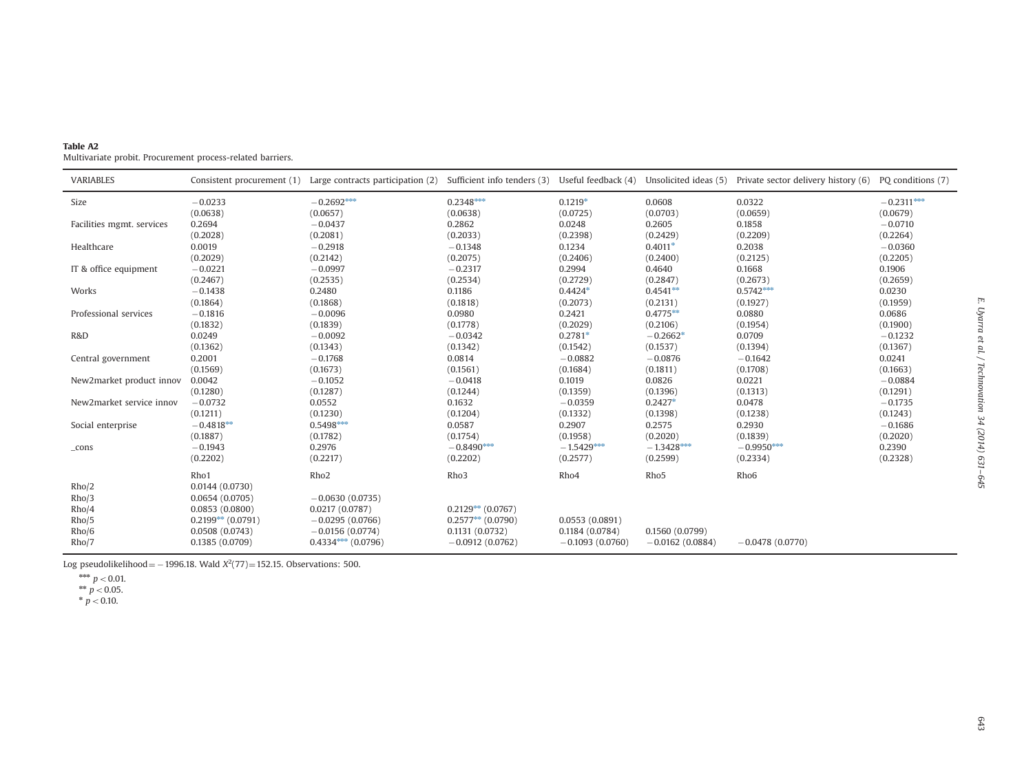**Table A2**
Multivariate probit. Procurement process-related barriers.

| VARIABLES | Consistent procurement (1) | Large contracts participation (2) | Sufficient info tenders (3) | Useful feedback (4) | Unsolicited ideas (5) | Private sector delivery history (6) | PQ conditions (7) |
|---|---|---|---|---|---|---|---|
| Size | −0.0233 | −0.2692*** | 0.2348*** | 0.1219* | 0.0608 | 0.0322 | −0.2311*** |
| | (0.0638) | (0.0657) | (0.0638) | (0.0725) | (0.0703) | (0.0659) | (0.0679) |
| Facilities mgmt. services | 0.2694 | −0.0437 | 0.2862 | 0.0248 | 0.2605 | 0.1858 | −0.0710 |
| | (0.2028) | (0.2081) | (0.2033) | (0.2398) | (0.2429) | (0.2209) | (0.2264) |
| Healthcare | 0.0019 | −0.2918 | −0.1348 | 0.1234 | 0.4011* | 0.2038 | −0.0360 |
| | (0.2029) | (0.2142) | (0.2075) | (0.2406) | (0.2400) | (0.2125) | (0.2205) |
| IT & office equipment | −0.0221 | −0.0997 | −0.2317 | 0.2994 | 0.4640 | 0.1668 | 0.1906 |
| | (0.2467) | (0.2535) | (0.2534) | (0.2729) | (0.2847) | (0.2673) | (0.2659) |
| Works | −0.1438 | 0.2480 | 0.1186 | 0.4424* | 0.4541** | 0.5742*** | 0.0230 |
| | (0.1864) | (0.1868) | (0.1818) | (0.2073) | (0.2131) | (0.1927) | (0.1959) |
| Professional services | −0.1816 | −0.0096 | 0.0980 | 0.2421 | 0.4775** | 0.0880 | 0.0686 |
| | (0.1832) | (0.1839) | (0.1778) | (0.2029) | (0.2106) | (0.1954) | (0.1900) |
| R&D | 0.0249 | −0.0092 | −0.0342 | 0.2781* | −0.2662* | 0.0709 | −0.1232 |
| | (0.1362) | (0.1343) | (0.1342) | (0.1542) | (0.1537) | (0.1394) | (0.1367) |
| Central government | 0.2001 | −0.1768 | 0.0814 | −0.0882 | −0.0876 | −0.1642 | 0.0241 |
| | (0.1569) | (0.1673) | (0.1561) | (0.1684) | (0.1811) | (0.1708) | (0.1663) |
| New2market product innov | 0.0042 | −0.1052 | −0.0418 | 0.1019 | 0.0826 | 0.0221 | −0.0884 |
| | (0.1280) | (0.1287) | (0.1244) | (0.1359) | (0.1396) | (0.1313) | (0.1291) |
| New2market service innov | −0.0732 | 0.0552 | 0.1632 | −0.0359 | 0.2427* | 0.0478 | −0.1735 |
| | (0.1211) | (0.1230) | (0.1204) | (0.1332) | (0.1398) | (0.1238) | (0.1243) |
| Social enterprise | −0.4818** | 0.5498*** | 0.0587 | 0.2907 | 0.2575 | 0.2930 | −0.1686 |
| | (0.1887) | (0.1782) | (0.1754) | (0.1958) | (0.2020) | (0.1839) | (0.2020) |
| _cons | −0.1943 | 0.2976 | −0.8490*** | −1.5429*** | −1.3428*** | −0.9950*** | 0.2390 |
| | (0.2202) | (0.2217) | (0.2202) | (0.2577) | (0.2599) | (0.2334) | (0.2328) |
| | Rho1 | Rho2 | Rho3 | Rho4 | Rho5 | Rho6 | |
| Rho/2 | 0.0144 (0.0730) | | | | | | |
| Rho/3 | 0.0654 (0.0705) | −0.0630 (0.0735) | | | | | |
| Rho/4 | 0.0853 (0.0800) | 0.0217 (0.0787) | 0.2129** (0.0767) | | | | |
| Rho/5 | 0.2199** (0.0791) | −0.0295 (0.0766) | 0.2577** (0.0790) | 0.0553 (0.0891) | | | |
| Rho/6 | 0.0508 (0.0743) | −0.0156 (0.0774) | 0.1131 (0.0732) | 0.1184 (0.0784) | 0.1560 (0.0799) | | |
| Rho/7 | 0.1385 (0.0709) | 0.4334*** (0.0796) | −0.0912 (0.0762) | −0.1093 (0.0760) | −0.0162 (0.0884) | −0.0478 (0.0770) | |

Log pseudolikelihood = −1996.18. Wald $X^2(77)=152.15$. Observations: 500.

*** $p<0.01$.
** $p<0.05$.
* $p<0.10$.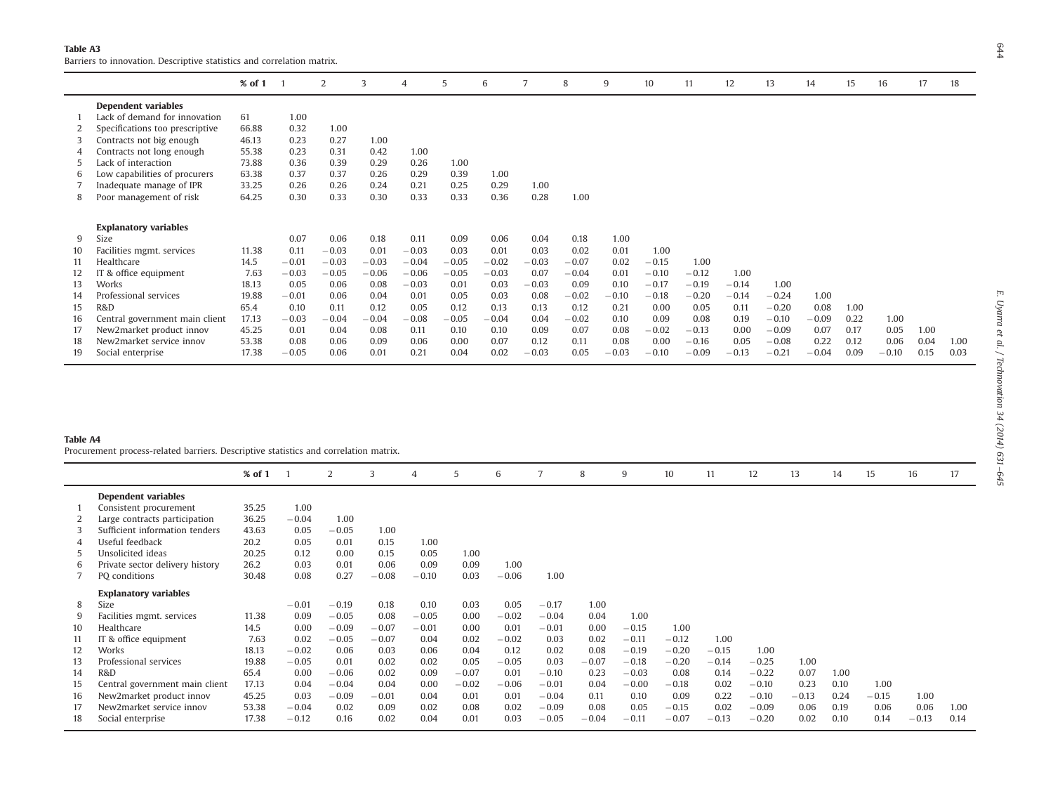**Table A3**
Barriers to innovation. Descriptive statistics and correlation matrix.

| | | % of 1 | 1 | 2 | 3 | 4 | 5 | 6 | 7 | 8 | 9 | 10 | 11 | 12 | 13 | 14 | 15 | 16 | 17 | 18 |
|---|---|---|---|---|---|---|---|---|---|---|---|---|---|---|---|---|---|---|---|---|
| | **Dependent variables** | | | | | | | | | | | | | | | | | | | |
| 1 | Lack of demand for innovation | 61 | 1.00 | | | | | | | | | | | | | | | | | |
| 2 | Specifications too prescriptive | 66.88 | 0.32 | 1.00 | | | | | | | | | | | | | | | | |
| 3 | Contracts not big enough | 46.13 | 0.23 | 0.27 | 1.00 | | | | | | | | | | | | | | | |
| 4 | Contracts not long enough | 55.38 | 0.23 | 0.31 | 0.42 | 1.00 | | | | | | | | | | | | | | |
| 5 | Lack of interaction | 73.88 | 0.36 | 0.39 | 0.29 | 0.26 | 1.00 | | | | | | | | | | | | | |
| 6 | Low capabilities of procurers | 63.38 | 0.37 | 0.37 | 0.26 | 0.29 | 0.39 | 1.00 | | | | | | | | | | | | |
| 7 | Inadequate manage of IPR | 33.25 | 0.26 | 0.26 | 0.24 | 0.21 | 0.25 | 0.29 | 1.00 | | | | | | | | | | | |
| 8 | Poor management of risk | 64.25 | 0.30 | 0.33 | 0.30 | 0.33 | 0.33 | 0.36 | 0.28 | 1.00 | | | | | | | | | | |
| | **Explanatory variables** | | | | | | | | | | | | | | | | | | | |
| 9 | Size | | 0.07 | 0.06 | 0.18 | 0.11 | 0.09 | 0.06 | 0.04 | 0.18 | 1.00 | | | | | | | | | |
| 10 | Facilities mgmt. services | 11.38 | 0.11 | −0.03 | 0.01 | −0.03 | 0.03 | 0.01 | 0.03 | 0.02 | 0.01 | 1.00 | | | | | | | | |
| 11 | Healthcare | 14.5 | −0.01 | −0.03 | −0.03 | −0.04 | −0.05 | −0.02 | −0.03 | −0.07 | 0.02 | −0.15 | 1.00 | | | | | | | |
| 12 | IT & office equipment | 7.63 | −0.03 | −0.05 | −0.06 | −0.06 | −0.05 | −0.03 | 0.07 | −0.04 | 0.01 | −0.10 | −0.12 | 1.00 | | | | | | |
| 13 | Works | 18.13 | 0.05 | 0.06 | 0.08 | −0.03 | 0.01 | 0.03 | −0.03 | 0.09 | 0.10 | −0.17 | −0.19 | −0.14 | 1.00 | | | | | |
| 14 | Professional services | 19.88 | −0.01 | 0.06 | 0.04 | 0.01 | 0.05 | 0.03 | 0.08 | −0.02 | −0.10 | −0.18 | −0.20 | −0.14 | −0.24 | 1.00 | | | | |
| 15 | R&D | 65.4 | 0.10 | 0.11 | 0.12 | 0.05 | 0.12 | 0.13 | 0.13 | 0.12 | 0.21 | 0.00 | 0.05 | 0.11 | −0.20 | 0.08 | 1.00 | | | |
| 16 | Central government main client | 17.13 | −0.03 | −0.04 | −0.04 | −0.08 | −0.05 | −0.04 | 0.04 | −0.02 | 0.10 | 0.09 | 0.08 | 0.19 | −0.10 | −0.09 | 0.22 | 1.00 | | |
| 17 | New2market product innov | 45.25 | 0.01 | 0.04 | 0.08 | 0.11 | 0.10 | 0.10 | 0.09 | 0.07 | 0.08 | −0.02 | −0.13 | 0.00 | −0.09 | 0.07 | 0.17 | 0.05 | 1.00 | |
| 18 | New2market service innov | 53.38 | 0.08 | 0.06 | 0.09 | 0.06 | 0.00 | 0.07 | 0.12 | 0.11 | 0.08 | 0.00 | −0.16 | 0.05 | −0.08 | 0.22 | 0.12 | 0.06 | 0.04 | 1.00 |
| 19 | Social enterprise | 17.38 | −0.05 | 0.06 | 0.01 | 0.21 | 0.04 | 0.02 | −0.03 | 0.05 | −0.03 | −0.10 | −0.09 | −0.13 | −0.21 | −0.04 | 0.09 | −0.10 | 0.15 | 0.03 |

**Table A4**
Procurement process-related barriers. Descriptive statistics and correlation matrix.

| | | % of 1 | 1 | 2 | 3 | 4 | 5 | 6 | 7 | 8 | 9 | 10 | 11 | 12 | 13 | 14 | 15 | 16 | 17 |
|---|---|---|---|---|---|---|---|---|---|---|---|---|---|---|---|---|---|---|---|
| | **Dependent variables** | | | | | | | | | | | | | | | | | | |
| 1 | Consistent procurement | 35.25 | 1.00 | | | | | | | | | | | | | | | | |
| 2 | Large contracts participation | 36.25 | −0.04 | 1.00 | | | | | | | | | | | | | | | |
| 3 | Sufficient information tenders | 43.63 | 0.05 | −0.05 | 1.00 | | | | | | | | | | | | | | |
| 4 | Useful feedback | 20.2 | 0.05 | 0.01 | 0.15 | 1.00 | | | | | | | | | | | | | |
| 5 | Unsolicited ideas | 20.25 | 0.12 | 0.00 | 0.15 | 0.05 | 1.00 | | | | | | | | | | | | |
| 6 | Private sector delivery history | 26.2 | 0.03 | 0.01 | 0.06 | 0.09 | 0.09 | 1.00 | | | | | | | | | | | |
| 7 | PQ conditions | 30.48 | 0.08 | 0.27 | −0.08 | −0.10 | 0.03 | −0.06 | 1.00 | | | | | | | | | | |
| | **Explanatory variables** | | | | | | | | | | | | | | | | | | |
| 8 | Size | | −0.01 | −0.19 | 0.18 | 0.10 | 0.03 | 0.05 | −0.17 | 1.00 | | | | | | | | | |
| 9 | Facilities mgmt. services | 11.38 | 0.09 | −0.05 | 0.08 | −0.05 | 0.00 | −0.02 | −0.04 | 0.04 | 1.00 | | | | | | | | |
| 10 | Healthcare | 14.5 | 0.00 | −0.09 | −0.07 | −0.01 | 0.00 | 0.01 | −0.01 | 0.00 | −0.15 | 1.00 | | | | | | | |
| 11 | IT & office equipment | 7.63 | 0.02 | −0.05 | −0.07 | 0.04 | 0.02 | −0.02 | 0.03 | 0.02 | −0.11 | −0.12 | 1.00 | | | | | | |
| 12 | Works | 18.13 | −0.02 | 0.06 | 0.03 | 0.06 | 0.04 | 0.12 | 0.02 | 0.08 | −0.19 | −0.20 | −0.15 | 1.00 | | | | | |
| 13 | Professional services | 19.88 | −0.05 | 0.01 | 0.02 | 0.02 | 0.05 | −0.05 | 0.03 | −0.07 | −0.18 | −0.20 | −0.14 | −0.25 | 1.00 | | | | |
| 14 | R&D | 65.4 | 0.00 | −0.06 | 0.02 | 0.09 | −0.07 | 0.01 | −0.10 | 0.23 | −0.03 | 0.08 | 0.14 | −0.22 | 0.07 | 1.00 | | | |
| 15 | Central government main client | 17.13 | 0.04 | −0.04 | 0.04 | 0.00 | −0.02 | −0.06 | −0.01 | 0.04 | −0.00 | −0.18 | 0.02 | −0.10 | 0.23 | 0.10 | 1.00 | | |
| 16 | New2market product innov | 45.25 | 0.03 | −0.09 | −0.01 | 0.04 | 0.01 | 0.01 | −0.04 | 0.11 | 0.10 | 0.09 | 0.22 | −0.10 | −0.13 | 0.24 | −0.15 | 1.00 | |
| 17 | New2market service innov | 53.38 | −0.04 | 0.02 | 0.09 | 0.02 | 0.08 | 0.02 | −0.09 | 0.08 | 0.05 | −0.15 | 0.02 | −0.09 | 0.06 | 0.19 | 0.06 | 0.06 | 1.00 |
| 18 | Social enterprise | 17.38 | −0.12 | 0.16 | 0.02 | 0.04 | 0.01 | 0.03 | −0.05 | −0.04 | −0.11 | −0.07 | −0.13 | −0.20 | 0.02 | 0.10 | 0.14 | −0.13 | 0.14 |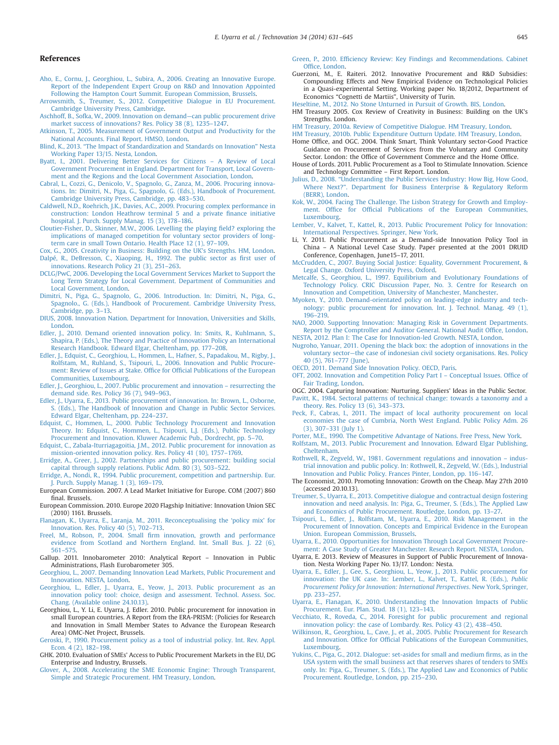## References

Aho, E., Cornu, J., Georghiou, L., Subira, A., 2006. Creating an Innovative Europe. Report of the Independent Expert Group on R&D and Innovation Appointed Following the Hampton Court Summit. European Commission, Brussels.

Arrowsmith, S., Treumer, S., 2012. Competitive Dialogue in EU Procurement. Cambridge University Press, Cambridge.

Aschhoff, B., Sofka, W., 2009. Innovation on demand—can public procurement drive market success of innovations? Res. Policy 38 (8), 1235–1247.

Atkinson, T., 2005. Measurement of Government Output and Productivity for the National Accounts. Final Report. HMSO, London.

Blind, K., 2013. "The Impact of Standardization and Standards on Innovation" Nesta Working Paper 13/15. Nesta, London.

Byatt, I., 2001. Delivering Better Services for Citizens – A Review of Local Government Procurement in England. Department for Transport, Local Government and the Regions and the Local Government Association, London.

Cabral, L., Cozzi, G., Denicolo, V., Spagnolo, G., Zanza, M., 2006. Procuring innovations. In: Dimitri, N., Piga, G., Spagnolo, G. (Eds.), Handbook of Procurement. Cambridge University Press, Cambridge, pp. 483–530.

Caldwell, N.D., Roehrich, J.K., Davies, A.C., 2009. Procuring complex performance in construction: London Heathrow terminal 5 and a private finance initiative hospital. J. Purch. Supply Manag. 15 (3), 178–186.

Cloutier-Fisher, D., Skinner, M.W., 2006. Levelling the playing field? exploring the implications of managed competition for voluntary sector providers of long-term care in small Town Ontario. Health Place 12 (1), 97–109.

Cox, G., 2005. Creativity in Business: Building on the UK's Strengths. HM, London.

Dalpé, R., DeBresson, C., Xiaoping, H., 1992. The public sector as first user of innovations. Research Policy 21 (3), 251–263.

DCLG/PwC, 2006. Developing the Local Government Services Market to Support the Long Term Strategy for Local Government. Department of Communities and Local Government, London.

Dimitri, N., Piga, G., Spagnolo, G., 2006. Introduction. In: Dimitri, N., Piga, G., Spagnolo., G. (Eds.), Handbook of Procurement. Cambridge University Press, Cambridge, pp. 3–13.

DIUS, 2008. Innovation Nation. Department for Innovation, Universities and Skills, London.

Edler, J., 2010. Demand oriented innovation policy. In: Smits, R., Kuhlmann, S., Shapira, P. (Eds.), The Theory and Practice of Innovation Policy an International Research Handbook. Edward Elgar, Cheltenham, pp. 177–208.

Edler, J., Edquist, C., Georghiou, L., Hommen, L., Hafner, S., Papadakou, M., Rigby, J., Rolfstam, M., Ruhland, S., Tsipouri, L., 2006. Innovation and Public Procurement: Review of Issues at Stake. Office for Official Publications of the European Communities, Luxembourg.

Edler, J., Georghiou, L., 2007. Public procurement and innovation – resurrecting the demand side. Res. Policy 36 (7), 949–963.

Edler, J., Uyarra, E., 2013. Public procurement of innovation. In: Brown, L., Osborne, S. (Eds.), The Handbook of Innovation and Change in Public Sector Services. Edward Elgar, Cheltenham, pp. 224–237.

Edquist, C., Hommen, L., 2000. Public Technology Procurement and Innovation Theory. In: Edquist, C., Hommen, L., Tsipouri, L.J. (Eds.), Public Technology Procurement and Innovation. Kluwer Academic Pub., Dordrecht, pp. 5–70.

Edquist, C., Zabala-Iturriagagoitia, J.M., 2012. Public procurement for innovation as mission-oriented innovation policy. Res. Policy 41 (10), 1757–1769.

Erridge, A., Greer, J., 2002. Partnerships and public procurement: building social capital through supply relations. Public Adm. 80 (3), 503–522.

Erridge, A., Nondi, R., 1994. Public procurement, competition and partnership. Eur. J. Purch. Supply Manag. 1 (3), 169–179.

European Commission. 2007. A Lead Market Initiative for Europe. COM (2007) 860 final. Brussels.

European Commission. 2010. Europe 2020 Flagship Initiative: Innovation Union SEC (2010) 1161. Brussels.

Flanagan, K., Uyarra, E., Laranja, M., 2011. Reconceptualising the 'policy mix' for Innovation. Res. Policy 40 (5), 702–713.

Freel, M., Robson, P., 2004. Small firm innovation, growth and performance evidence from Scotland and Northern England. Int. Small Bus. J. 22 (6), 561–575.

Gallup. 2011. Innobarometer 2010: Analytical Report – Innovation in Public Administrations, Flash Eurobarometer 305.

Georghiou, L., 2007. Demanding Innovation Lead Markets, Public Procurement and Innovation. NESTA, London.

Georghiou, L., Edler, J., Uyarra, E., Yeow, J., 2013. Public procurement as an innovation policy tool: choice, design and assessment. Technol. Assess. Soc. Chang. (Available online 24.10.13).

Georghiou, L., Y. Li, E. Uyarra, J. Edler. 2010. Public procurement for innovation in small European countries. A Report from the ERA-PRISM: (Policies for Research and Innovation in Small Member States to Advance the European Research Area) OMC-Net Project, Brussels.

Geroski, P., 1990. Procurement policy as a tool of industrial policy. Int. Rev. Appl. Econ. 4 (2), 182–198.

GHK. 2010. Evaluation of SMEs' Access to Public Procurement Markets in the EU, DG Enterprise and Industry, Brussels.

Glover, A., 2008. Accelerating the SME Economic Engine: Through Transparent, Simple and Strategic Procurement. HM Treasury, London.

Green, P., 2010. Efficiency Review: Key Findings and Recommendations. Cabinet Office, London.

Guerzoni, M., E. Raiteri. 2012. Innovative Procurement and R&D Subsidies: Compounding Effects and New Empirical Evidence on Technological Policies in a Quasi-experimental Setting. Working paper No. 18/2012, Department of Economics "Cognetti de Martiis", University of Turin.

Heseltine, M., 2012. No Stone Unturned in Pursuit of Growth. BIS, London.

HM Treasury 2005. Cox Review of Creativity in Business: Building on the UK's Strengths. London.

HM Treasury, 2010a. Review of Competitive Dialogue. HM Treasury, London.

HM Treasury, 2010b. Public Expenditure Outturn Update. HM Treasury, London.

Home Office, and OGC. 2004. Think Smart, Think Voluntary sector-Good Practice Guidance on Procurement of Services from the Voluntary and Community Sector. London: the Office of Government Commerce and the Home Office.

House of Lords. 2011. Public Procurement as a Tool to Stimulate Innovation. Science and Technology Committee – First Report. London.

Julius, D., 2008. "Understanding the Public Services Industry: How Big, How Good, Where Next?". Department for Business Enterprise & Regulatory Reform (BERR), London.

Kok, W., 2004. Facing The Challenge. The Lisbon Strategy for Growth and Employment. Office for Official Publications of the European Communities, Luxembourg.

Lember, V., Kalvet, T., Kattel, R., 2013. Public Procurement Policy for Innovation: International Perspectives. Springer, New York.

Li, Y. 2011. Public Procurement as a Demand-side Innovation Policy Tool in China – A National Level Case Study. Paper presented at the 2001 DRUID Conference, Copenhagen, June15–17, 2011.

McCrudden, C., 2007. Buying Social Justice: Equality, Government Procurement, & Legal Change. Oxford University Press, Oxford.

Metcalfe, S., Georghiou, L., 1997. Equilibrium and Evolutionary Foundations of Technology Policy. CRIC Discussion Paper, No. 3. Centre for Research on Innovation and Competition, University of Manchester, Manchester.

Myoken, Y., 2010. Demand-orientated policy on leading-edge industry and technology: public procurement for innovation. Int. J. Technol. Manag. 49 (1), 196–219.

NAO, 2000. Supporting Innovation: Managing Risk in Government Departments. Report by the Comptroller and Auditor General. National Audit Office, London.

NESTA, 2012. Plan I: The Case for Innovation-led Growth. NESTA, London.

Nugroho, Yanuar, 2011. Opening the black box: the adoption of innovations in the voluntary sector—the case of indonesian civil society organisations. Res. Policy 40 (5), 761–777 (June).

OECD, 2011. Demand Side Innovation Policy. OECD, Paris.

OFT, 2002. Innovation and Competition Policy Part I – Conceptual Issues. Office of Fair Trading, London.

OGC. 2004. Capturing Innovation: Nurturing. Suppliers' Ideas in the Public Sector.

Pavitt, K., 1984. Sectoral patterns of technical change: towards a taxonomy and a theory. Res. Policy 13 (6), 343–373.

Peck, F., Cabras, I., 2011. The impact of local authority procurement on local economies the case of Cumbria, North West England. Public Policy Adm. 26 (3), 307–331 (July 1).

Porter, M.E., 1990. The Competitive Advantage of Nations. Free Press, New York.

Rolfstam, M., 2013. Public Procurement and Innovation. Edward Elgar Publishing, Cheltenham.

Rothwell, R., Zegveld, W., 1981. Government regulations and innovation – industrial innovation and public policy. In: Rothwell, R., Zegveld, W. (Eds.), Industrial Innovation and Public Policy. Frances Pinter, London, pp. 116–147.

The Economist, 2010. Promoting Innovation: Growth on the Cheap. May 27th 2010 (accessed 20.10.13).

Treumer, S., Uyarra, E., 2013. Competitive dialogue and contractual design fostering innovation and need analysis. In: Piga, G., Treumer, S. (Eds.), The Applied Law and Economics of Public Procurement. Routledge, London, pp. 13–27.

Tsipouri, L., Edler, J., Rolfstam, M., Uyarra, E., 2010. Risk Management in the Procurement of Innovation. Concepts and Empirical Evidence in the European Union. European Commission, Brussels.

Uyarra, E., 2010. Opportunities for Innovation Through Local Government Procurement: A Case Study of Greater Manchester. Research Report. NESTA, London.

Uyarra, E. 2013. Review of Measures in Support of Public Procurement of Innovation. Nesta Working Paper No. 13/17. London: Nesta.

Uyarra, E., Edler, J., Gee, S., Georghiou, L., Yeow, J., 2013. Public procurement for innovation: the UK case. In: Lember, L., Kalvet, T., Kattel, R. (Eds.), *Public Procurement Policy for Innovation: International Perspectives*. New York, Springer, pp. 233–257.

Uyarra, E., Flanagan, K., 2010. Understanding the Innovation Impacts of Public Procurement. Eur. Plan. Stud. 18 (1), 123–143.

Vecchiato, R., Roveda, C., 2014. Foresight for public procurement and regional innovation policy: the case of Lombardy. Res. Policy 43 (2), 438–450.

Wilkinson, R., Georghiou, L., Cave, J., et al., 2005. Public Procurement for Research and Innovation. Office for Official Publications of the European Communities, Luxembourg.

Yukins, C., Piga, G., 2012. Dialogue: set-asides for small and medium firms, as in the USA system with the small business act that reserves shares of tenders to SMEs only. In: Piga, G., Treumer, S. (Eds.), The Applied Law and Economics of Public Procurement. Routledge, London, pp. 215–230.